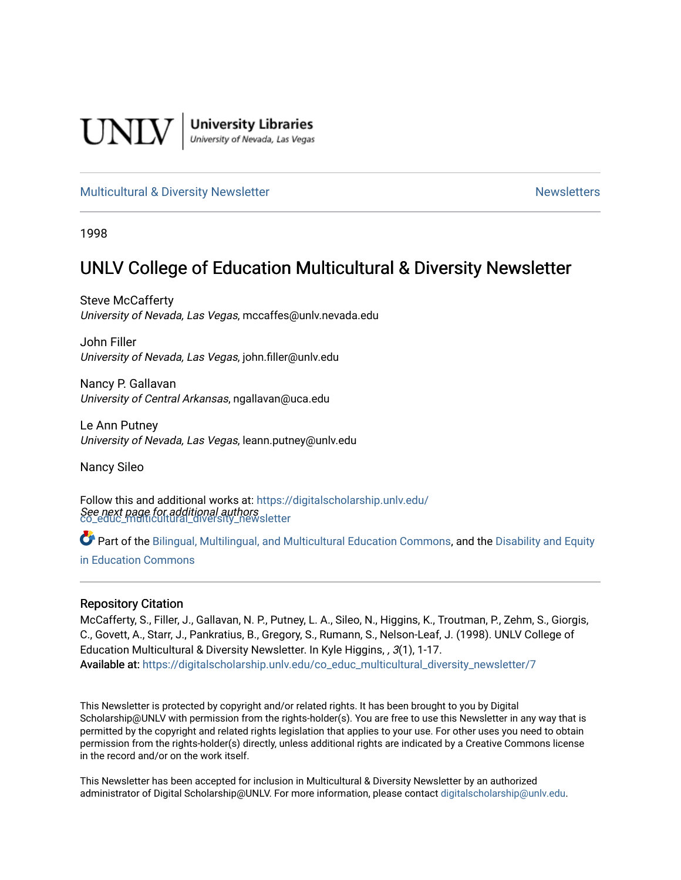UNLV | University Libraries
University of Nevada, Las Vegas

Multicultural & Diversity Newsletter | Newsletters

1998

# UNLV College of Education Multicultural & Diversity Newsletter

Steve McCafferty
*University of Nevada, Las Vegas*, mccaffes@unlv.nevada.edu

John Filler
*University of Nevada, Las Vegas*, john.filler@unlv.edu

Nancy P. Gallavan
*University of Central Arkansas*, ngallavan@uca.edu

Le Ann Putney
*University of Nevada, Las Vegas*, leann.putney@unlv.edu

Nancy Sileo

*See next page for additional authors*

Follow this and additional works at: https://digitalscholarship.unlv.edu/co_educ_multicultural_diversity_newsletter

Part of the Bilingual, Multilingual, and Multicultural Education Commons, and the Disability and Equity in Education Commons

## Repository Citation

McCafferty, S., Filler, J., Gallavan, N. P., Putney, L. A., Sileo, N., Higgins, K., Troutman, P., Zehm, S., Giorgis, C., Govett, A., Starr, J., Pankratius, B., Gregory, S., Rumann, S., Nelson-Leaf, J. (1998). UNLV College of Education Multicultural & Diversity Newsletter. In Kyle Higgins, , *3*(1), 1-17.
Available at: https://digitalscholarship.unlv.edu/co_educ_multicultural_diversity_newsletter/7

This Newsletter is protected by copyright and/or related rights. It has been brought to you by Digital Scholarship@UNLV with permission from the rights-holder(s). You are free to use this Newsletter in any way that is permitted by the copyright and related rights legislation that applies to your use. For other uses you need to obtain permission from the rights-holder(s) directly, unless additional rights are indicated by a Creative Commons license in the record and/or on the work itself.

This Newsletter has been accepted for inclusion in Multicultural & Diversity Newsletter by an authorized administrator of Digital Scholarship@UNLV. For more information, please contact digitalscholarship@unlv.edu.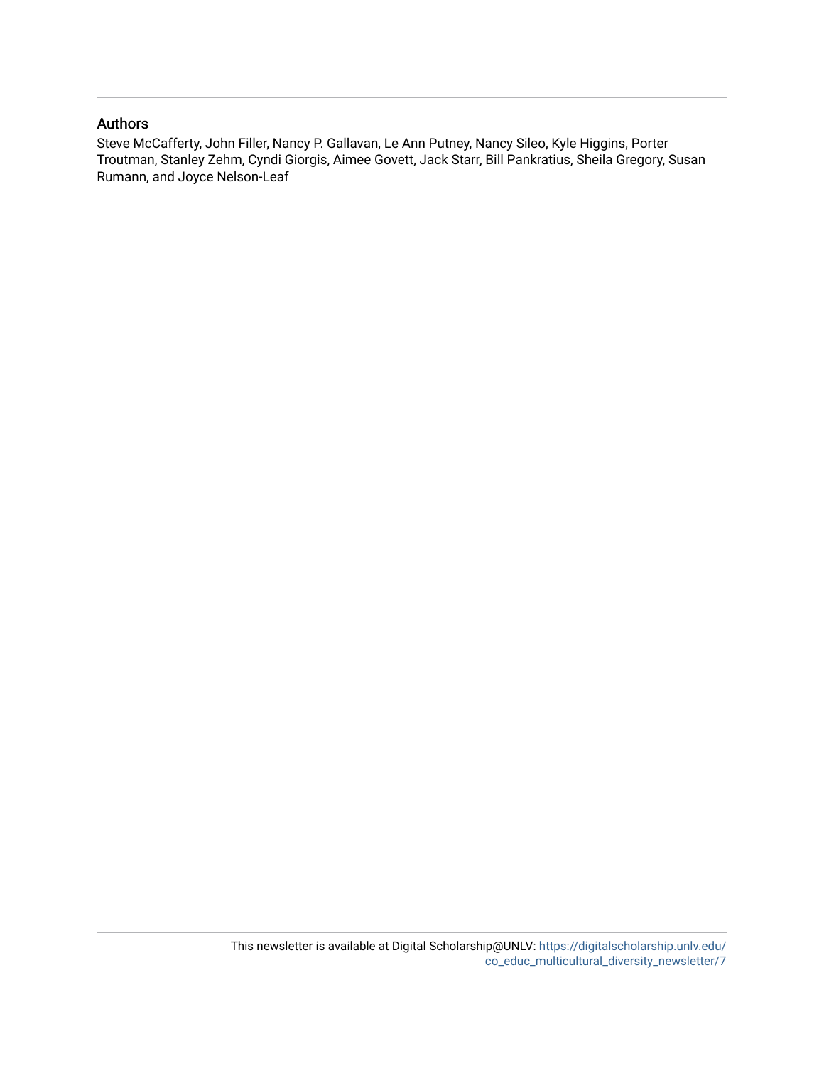## Authors

Steve McCafferty, John Filler, Nancy P. Gallavan, Le Ann Putney, Nancy Sileo, Kyle Higgins, Porter Troutman, Stanley Zehm, Cyndi Giorgis, Aimee Govett, Jack Starr, Bill Pankratius, Sheila Gregory, Susan Rumann, and Joyce Nelson-Leaf

This newsletter is available at Digital Scholarship@UNLV: https://digitalscholarship.unlv.edu/co_educ_multicultural_diversity_newsletter/7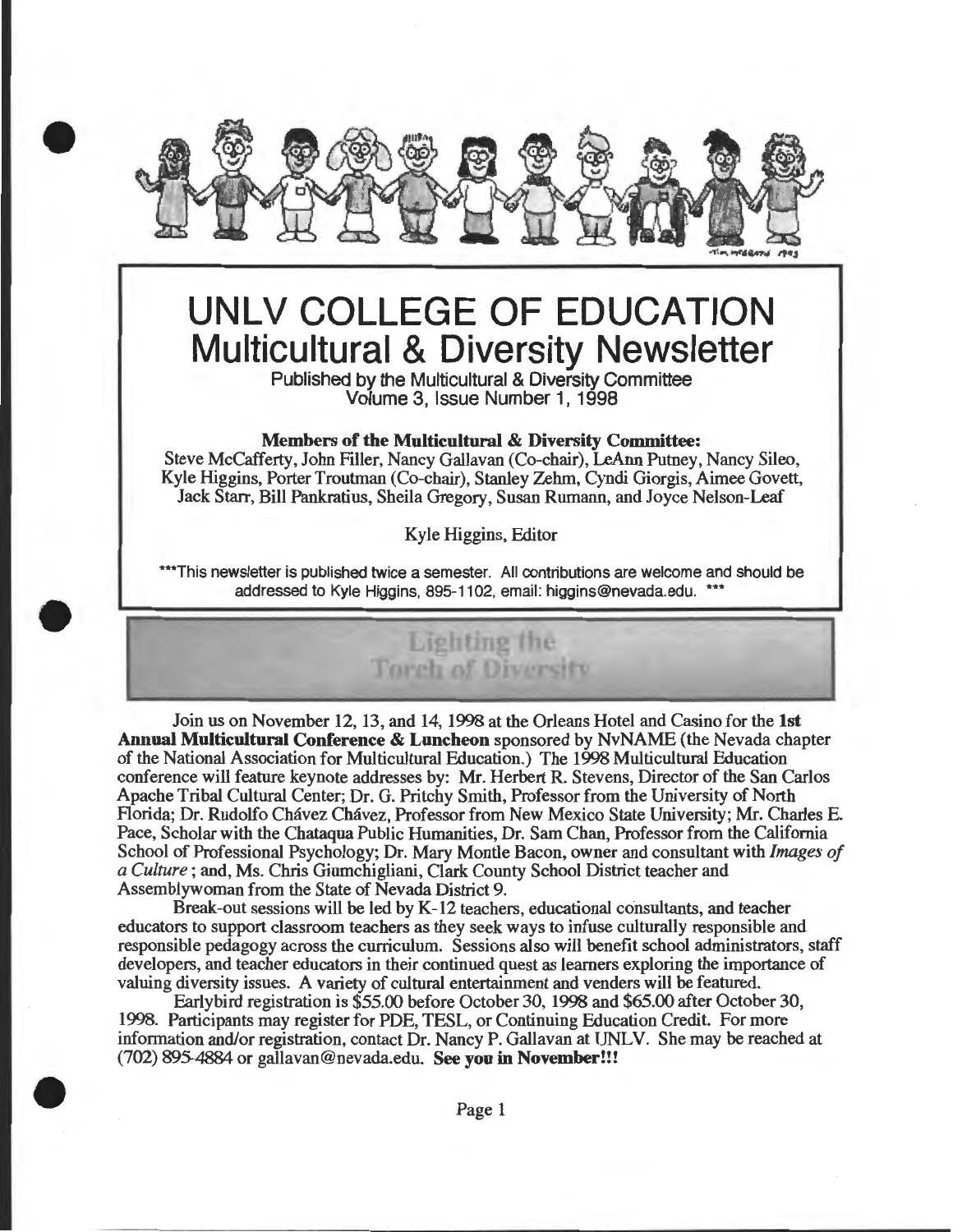# UNLV COLLEGE OF EDUCATION
## Multicultural & Diversity Newsletter

Published by the Multicultural & Diversity Committee
Volume 3, Issue Number 1, 1998

**Members of the Multicultural & Diversity Committee:**
Steve McCafferty, John Filler, Nancy Gallavan (Co-chair), LeAnn Putney, Nancy Sileo, Kyle Higgins, Porter Troutman (Co-chair), Stanley Zehm, Cyndi Giorgis, Aimee Govett, Jack Starr, Bill Pankratius, Sheila Gregory, Susan Rumann, and Joyce Nelson-Leaf

Kyle Higgins, Editor

***This newsletter is published twice a semester. All contributions are welcome and should be addressed to Kyle Higgins, 895-1102, email: higgins@nevada.edu. ***

## Lighting the Torch of Diversity

Join us on November 12, 13, and 14, 1998 at the Orleans Hotel and Casino for the **1st Annual Multicultural Conference & Luncheon** sponsored by NvNAME (the Nevada chapter of the National Association for Multicultural Education.) The 1998 Multicultural Education conference will feature keynote addresses by: Mr. Herbert R. Stevens, Director of the San Carlos Apache Tribal Cultural Center; Dr. G. Pritchy Smith, Professor from the University of North Florida; Dr. Rudolfo Chávez Chávez, Professor from New Mexico State University; Mr. Charles E. Pace, Scholar with the Chataqua Public Humanities, Dr. Sam Chan, Professor from the California School of Professional Psychology; Dr. Mary Montle Bacon, owner and consultant with *Images of a Culture* ; and, Ms. Chris Giumchigliani, Clark County School District teacher and Assemblywoman from the State of Nevada District 9.

Break-out sessions will be led by K-12 teachers, educational consultants, and teacher educators to support classroom teachers as they seek ways to infuse culturally responsible and responsible pedagogy across the curriculum. Sessions also will benefit school administrators, staff developers, and teacher educators in their continued quest as learners exploring the importance of valuing diversity issues. A variety of cultural entertainment and venders will be featured.

Earlybird registration is $55.00 before October 30, 1998 and $65.00 after October 30, 1998. Participants may register for PDE, TESL, or Continuing Education Credit. For more information and/or registration, contact Dr. Nancy P. Gallavan at UNLV. She may be reached at (702) 895-4884 or gallavan@nevada.edu. **See you in November!!!**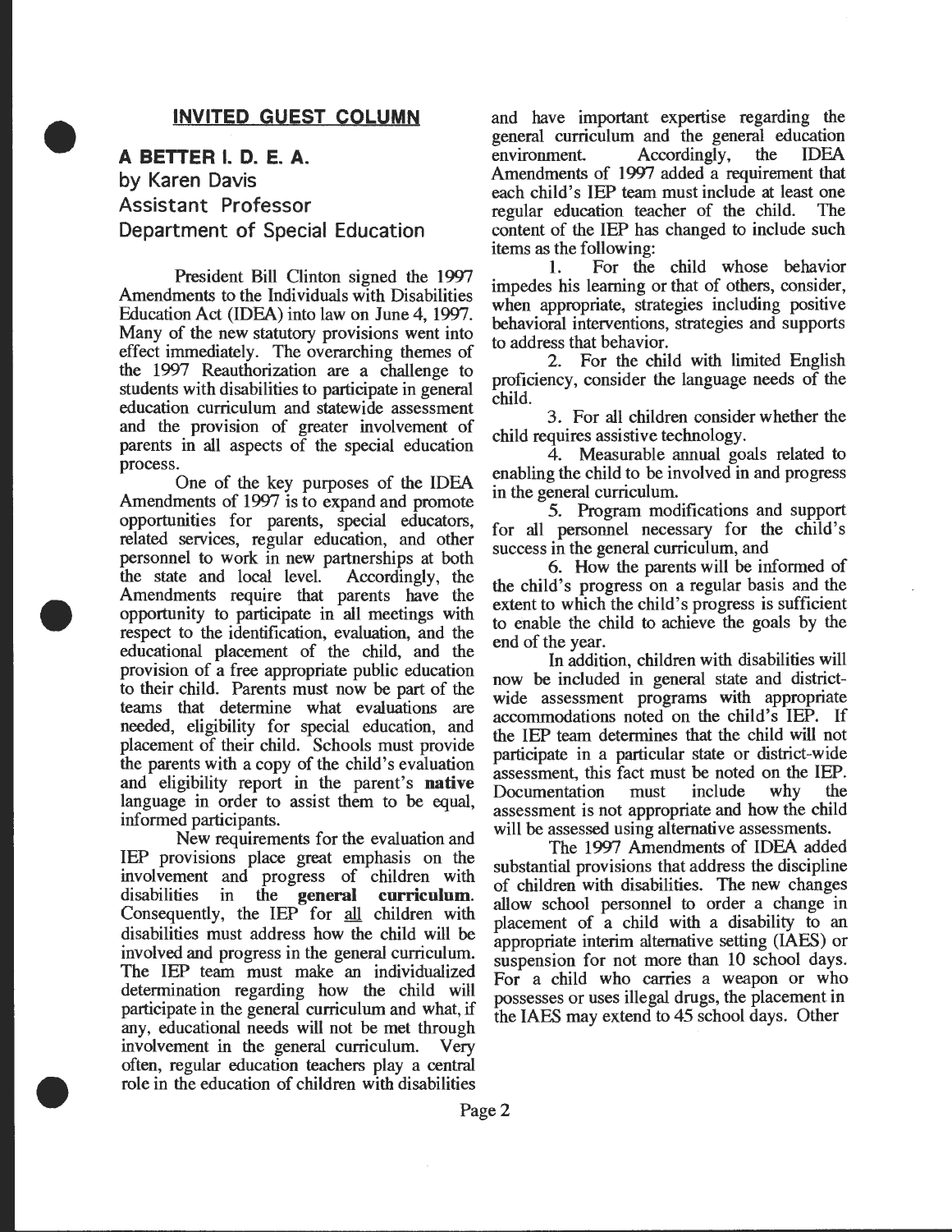## INVITED GUEST COLUMN

### A BETTER I. D. E. A.

by Karen Davis
Assistant Professor
Department of Special Education

President Bill Clinton signed the 1997 Amendments to the Individuals with Disabilities Education Act (IDEA) into law on June 4, 1997. Many of the new statutory provisions went into effect immediately. The overarching themes of the 1997 Reauthorization are a challenge to students with disabilities to participate in general education curriculum and statewide assessment and the provision of greater involvement of parents in all aspects of the special education process.

One of the key purposes of the IDEA Amendments of 1997 is to expand and promote opportunities for parents, special educators, related services, regular education, and other personnel to work in new partnerships at both the state and local level. Accordingly, the Amendments require that parents have the opportunity to participate in all meetings with respect to the identification, evaluation, and the educational placement of the child, and the provision of a free appropriate public education to their child. Parents must now be part of the teams that determine what evaluations are needed, eligibility for special education, and placement of their child. Schools must provide the parents with a copy of the child's evaluation and eligibility report in the parent's **native** language in order to assist them to be equal, informed participants.

New requirements for the evaluation and IEP provisions place great emphasis on the involvement and progress of children with disabilities in the **general curriculum**. Consequently, the IEP for <u>all</u> children with disabilities must address how the child will be involved and progress in the general curriculum. The IEP team must make an individualized determination regarding how the child will participate in the general curriculum and what, if any, educational needs will not be met through involvement in the general curriculum. Very often, regular education teachers play a central role in the education of children with disabilities and have important expertise regarding the general curriculum and the general education environment. Accordingly, the IDEA Amendments of 1997 added a requirement that each child's IEP team must include at least one regular education teacher of the child. The content of the IEP has changed to include such items as the following:

1. For the child whose behavior impedes his learning or that of others, consider, when appropriate, strategies including positive behavioral interventions, strategies and supports to address that behavior.
2. For the child with limited English proficiency, consider the language needs of the child.
3. For all children consider whether the child requires assistive technology.
4. Measurable annual goals related to enabling the child to be involved in and progress in the general curriculum.
5. Program modifications and support for all personnel necessary for the child's success in the general curriculum, and
6. How the parents will be informed of the child's progress on a regular basis and the extent to which the child's progress is sufficient to enable the child to achieve the goals by the end of the year.

In addition, children with disabilities will now be included in general state and district-wide assessment programs with appropriate accommodations noted on the child's IEP. If the IEP team determines that the child will not participate in a particular state or district-wide assessment, this fact must be noted on the IEP. Documentation must include why the assessment is not appropriate and how the child will be assessed using alternative assessments.

The 1997 Amendments of IDEA added substantial provisions that address the discipline of children with disabilities. The new changes allow school personnel to order a change in placement of a child with a disability to an appropriate interim alternative setting (IAES) or suspension for not more than 10 school days. For a child who carries a weapon or who possesses or uses illegal drugs, the placement in the IAES may extend to 45 school days. Other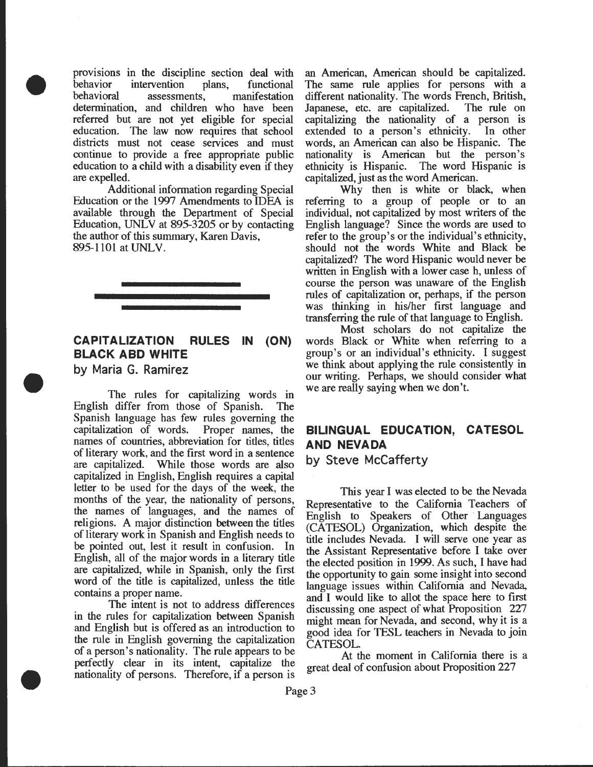provisions in the discipline section deal with behavior intervention plans, functional behavioral assessments, manifestation determination, and children who have been referred but are not yet eligible for special education. The law now requires that school districts must not cease services and must continue to provide a free appropriate public education to a child with a disability even if they are expelled.

Additional information regarding Special Education or the 1997 Amendments to IDEA is available through the Department of Special Education, UNLV at 895-3205 or by contacting the author of this summary, Karen Davis, 895-1101 at UNLV.

---

## CAPITALIZATION RULES IN (ON) BLACK ABD WHITE

by Maria G. Ramirez

The rules for capitalizing words in English differ from those of Spanish. The Spanish language has few rules governing the capitalization of words. Proper names, the names of countries, abbreviation for titles, titles of literary work, and the first word in a sentence are capitalized. While those words are also capitalized in English, English requires a capital letter to be used for the days of the week, the months of the year, the nationality of persons, the names of languages, and the names of religions. A major distinction between the titles of literary work in Spanish and English needs to be pointed out, lest it result in confusion. In English, all of the major words in a literary title are capitalized, while in Spanish, only the first word of the title is capitalized, unless the title contains a proper name.

The intent is not to address differences in the rules for capitalization between Spanish and English but is offered as an introduction to the rule in English governing the capitalization of a person's nationality. The rule appears to be perfectly clear in its intent, capitalize the nationality of persons. Therefore, if a person is an American, American should be capitalized. The same rule applies for persons with a different nationality. The words French, British, Japanese, etc. are capitalized. The rule on capitalizing the nationality of a person is extended to a person's ethnicity. In other words, an American can also be Hispanic. The nationality is American but the person's ethnicity is Hispanic. The word Hispanic is capitalized, just as the word American.

Why then is white or black, when referring to a group of people or to an individual, not capitalized by most writers of the English language? Since the words are used to refer to the group's or the individual's ethnicity, should not the words White and Black be capitalized? The word Hispanic would never be written in English with a lower case h, unless of course the person was unaware of the English rules of capitalization or, perhaps, if the person was thinking in his/her first language and transferring the rule of that language to English.

Most scholars do not capitalize the words Black or White when referring to a group's or an individual's ethnicity. I suggest we think about applying the rule consistently in our writing. Perhaps, we should consider what we are really saying when we don't.

## BILINGUAL EDUCATION, CATESOL AND NEVADA

by Steve McCafferty

This year I was elected to be the Nevada Representative to the California Teachers of English to Speakers of Other Languages (CATESOL) Organization, which despite the title includes Nevada. I will serve one year as the Assistant Representative before I take over the elected position in 1999. As such, I have had the opportunity to gain some insight into second language issues within California and Nevada, and I would like to allot the space here to first discussing one aspect of what Proposition 227 might mean for Nevada, and second, why it is a good idea for TESL teachers in Nevada to join CATESOL.

At the moment in California there is a great deal of confusion about Proposition 227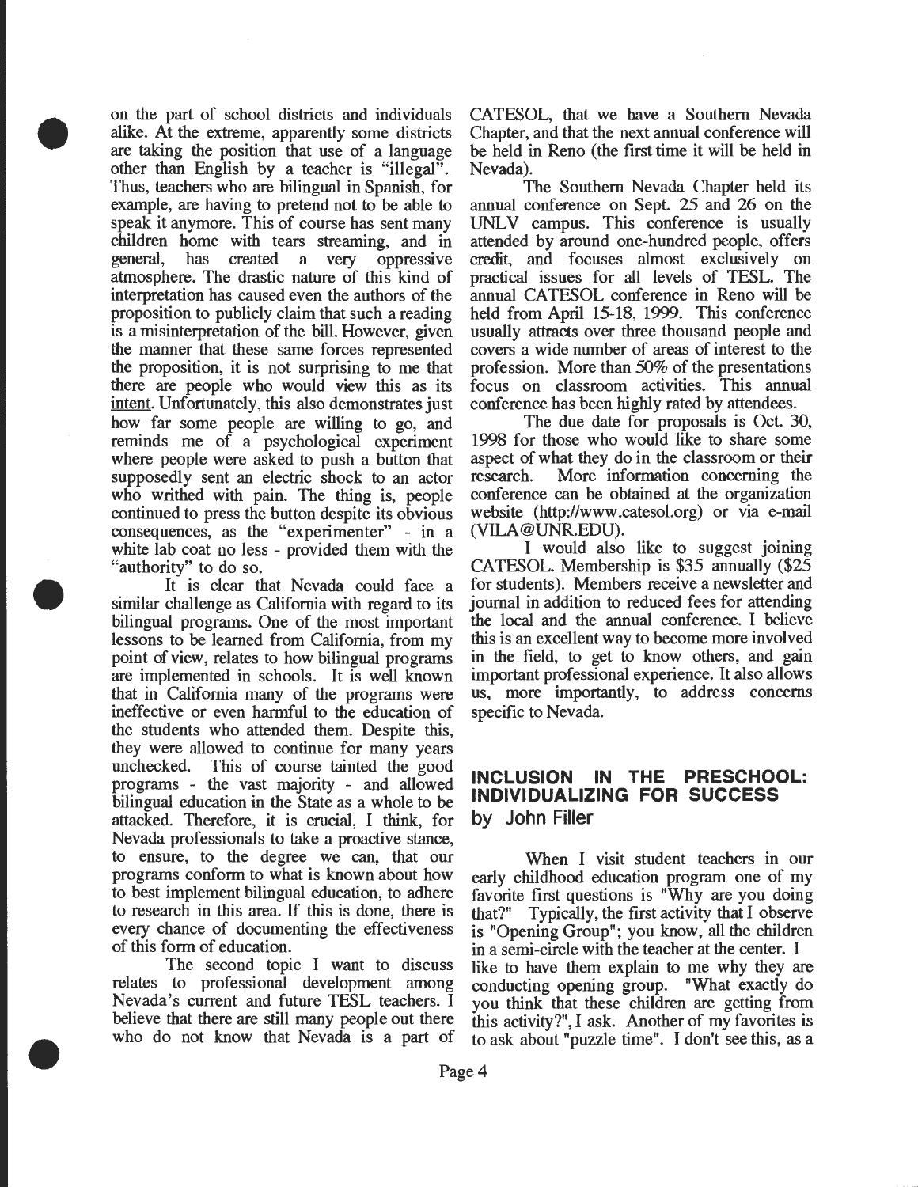on the part of school districts and individuals alike. At the extreme, apparently some districts are taking the position that use of a language other than English by a teacher is "illegal". Thus, teachers who are bilingual in Spanish, for example, are having to pretend not to be able to speak it anymore. This of course has sent many children home with tears streaming, and in general, has created a very oppressive atmosphere. The drastic nature of this kind of interpretation has caused even the authors of the proposition to publicly claim that such a reading is a misinterpretation of the bill. However, given the manner that these same forces represented the proposition, it is not surprising to me that there are people who would view this as its intent. Unfortunately, this also demonstrates just how far some people are willing to go, and reminds me of a psychological experiment where people were asked to push a button that supposedly sent an electric shock to an actor who writhed with pain. The thing is, people continued to press the button despite its obvious consequences, as the "experimenter" - in a white lab coat no less - provided them with the "authority" to do so.

It is clear that Nevada could face a similar challenge as California with regard to its bilingual programs. One of the most important lessons to be learned from California, from my point of view, relates to how bilingual programs are implemented in schools. It is well known that in California many of the programs were ineffective or even harmful to the education of the students who attended them. Despite this, they were allowed to continue for many years unchecked. This of course tainted the good programs - the vast majority - and allowed bilingual education in the State as a whole to be attacked. Therefore, it is crucial, I think, for Nevada professionals to take a proactive stance, to ensure, to the degree we can, that our programs conform to what is known about how to best implement bilingual education, to adhere to research in this area. If this is done, there is every chance of documenting the effectiveness of this form of education.

The second topic I want to discuss relates to professional development among Nevada's current and future TESL teachers. I believe that there are still many people out there who do not know that Nevada is a part of CATESOL, that we have a Southern Nevada Chapter, and that the next annual conference will be held in Reno (the first time it will be held in Nevada).

The Southern Nevada Chapter held its annual conference on Sept. 25 and 26 on the UNLV campus. This conference is usually attended by around one-hundred people, offers credit, and focuses almost exclusively on practical issues for all levels of TESL. The annual CATESOL conference in Reno will be held from April 15-18, 1999. This conference usually attracts over three thousand people and covers a wide number of areas of interest to the profession. More than 50% of the presentations focus on classroom activities. This annual conference has been highly rated by attendees.

The due date for proposals is Oct. 30, 1998 for those who would like to share some aspect of what they do in the classroom or their research. More information concerning the conference can be obtained at the organization website (http://www.catesol.org) or via e-mail (VILA@UNR.EDU).

I would also like to suggest joining CATESOL. Membership is $35 annually ($25 for students). Members receive a newsletter and journal in addition to reduced fees for attending the local and the annual conference. I believe this is an excellent way to become more involved in the field, to get to know others, and gain important professional experience. It also allows us, more importantly, to address concerns specific to Nevada.

## INCLUSION IN THE PRESCHOOL: INDIVIDUALIZING FOR SUCCESS

**by John Filler**

When I visit student teachers in our early childhood education program one of my favorite first questions is "Why are you doing that?" Typically, the first activity that I observe is "Opening Group"; you know, all the children in a semi-circle with the teacher at the center. I like to have them explain to me why they are conducting opening group. "What exactly do you think that these children are getting from this activity?", I ask. Another of my favorites is to ask about "puzzle time". I don't see this, as a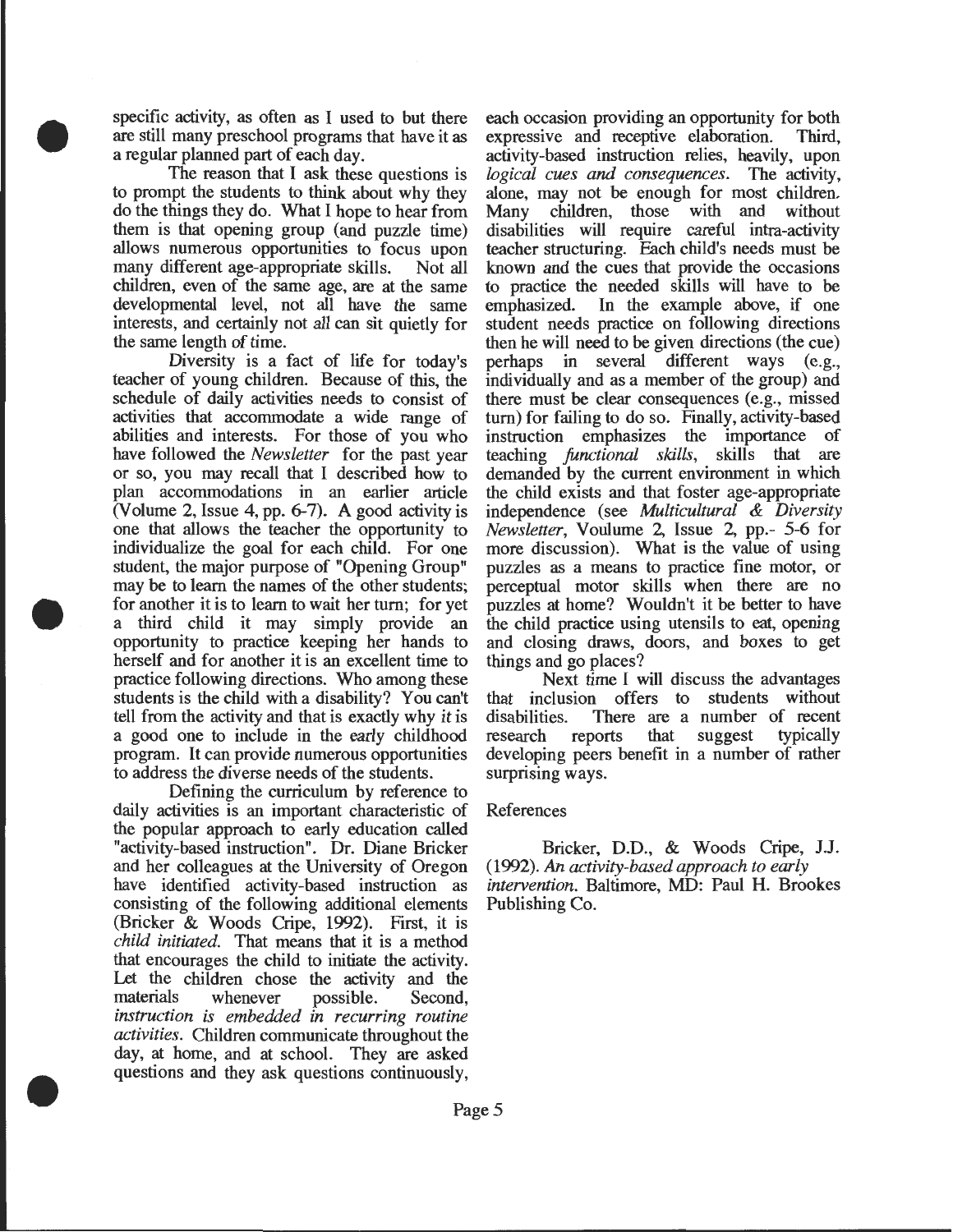specific activity, as often as I used to but there are still many preschool programs that have it as a regular planned part of each day.

The reason that I ask these questions is to prompt the students to think about why they do the things they do. What I hope to hear from them is that opening group (and puzzle time) allows numerous opportunities to focus upon many different age-appropriate skills. Not all children, even of the same age, are at the same developmental level, not all have the same interests, and certainly not *all* can sit quietly for the same length of time.

Diversity is a fact of life for today's teacher of young children. Because of this, the schedule of daily activities needs to consist of activities that accommodate a wide range of abilities and interests. For those of you who have followed the *Newsletter* for the past year or so, you may recall that I described how to plan accommodations in an earlier article (Volume 2, Issue 4, pp. 6-7). A good activity is one that allows the teacher the opportunity to individualize the goal for each child. For one student, the major purpose of "Opening Group" may be to learn the names of the other students; for another it is to learn to wait her turn; for yet a third child it may simply provide an opportunity to practice keeping her hands to herself and for another it is an excellent time to practice following directions. Who among these students is the child with a disability? You can't tell from the activity and that is exactly why *it* is a good one to include in the early childhood program. It can provide numerous opportunities to address the diverse needs of the students.

Defining the curriculum by reference to daily activities is an important characteristic of the popular approach to early education called "activity-based instruction". Dr. Diane Bricker and her colleagues at the University of Oregon have identified activity-based instruction as consisting of the following additional elements (Bricker & Woods Cripe, 1992). First, it is *child initiated.* That means that it is a method that encourages the child to initiate the activity. Let the children chose the activity and the materials whenever possible. Second, *instruction is embedded in recurring routine activities*. Children communicate throughout the day, at home, and at school. They are asked questions and they ask questions continuously, each occasion providing an opportunity for both expressive and receptive elaboration. Third, activity-based instruction relies, heavily, upon *logical cues and consequences*. The activity, alone, may not be enough for most children. Many children, those with and without disabilities will require careful intra-activity teacher structuring. Each child's needs must be known and the cues that provide the occasions to practice the needed skills will have to be emphasized. In the example above, if one student needs practice on following directions then he will need to be given directions (the cue) perhaps in several different ways (e.g., individually and as a member of the group) and there must be clear consequences (e.g., missed turn) for failing to do so. Finally, activity-based instruction emphasizes the importance of teaching *functional skills*, skills that are demanded by the current environment in which the child exists and that foster age-appropriate independence (see *Multicultural & Diversity Newsletter*, Voulume 2, Issue 2, pp.- 5-6 for more discussion). What is the value of using puzzles as a means to practice fine motor, or perceptual motor skills when there are no puzzles at home? Wouldn't it be better to have the child practice using utensils to eat, opening and closing draws, doors, and boxes to get things and go places?

Next time I will discuss the advantages that inclusion offers to students without disabilities. There are a number of recent research reports that suggest typically developing peers benefit in a number of rather surprising ways.

References

Bricker, D.D., & Woods Cripe, J.J. (1992). *An activity-based approach to early intervention*. Baltimore, MD: Paul H. Brookes Publishing Co.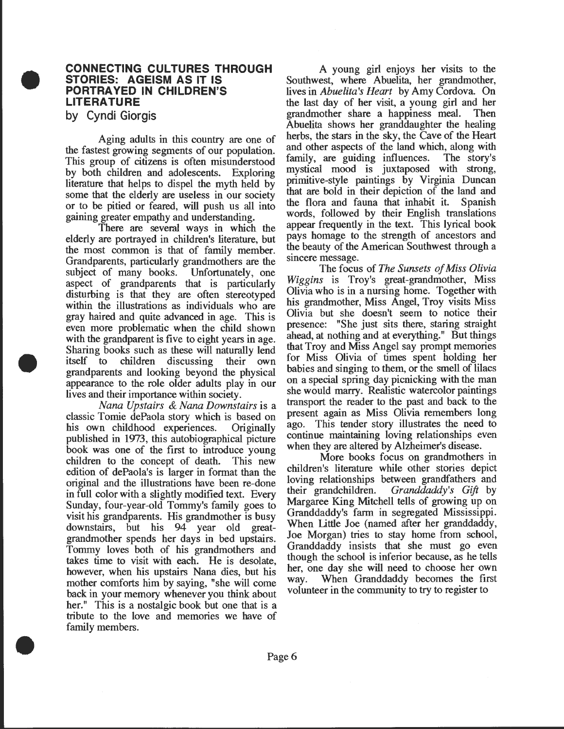## CONNECTING CULTURES THROUGH STORIES: AGEISM AS IT IS PORTRAYED IN CHILDREN'S LITERATURE

by Cyndi Giorgis

Aging adults in this country are one of the fastest growing segments of our population. This group of citizens is often misunderstood by both children and adolescents. Exploring literature that helps to dispel the myth held by some that the elderly are useless in our society or to be pitied or feared, will push us all into gaining greater empathy and understanding.

There are several ways in which the elderly are portrayed in children's literature, but the most common is that of family member. Grandparents, particularly grandmothers are the subject of many books. Unfortunately, one aspect of grandparents that is particularly disturbing is that they are often stereotyped within the illustrations as individuals who are gray haired and quite advanced in age. This is even more problematic when the child shown with the grandparent is five to eight years in age. Sharing books such as these will naturally lend itself to children discussing their own grandparents and looking beyond the physical appearance to the role older adults play in our lives and their importance within society.

*Nana Upstairs & Nana Downstairs* is a classic Tomie dePaola story which is based on his own childhood experiences. Originally published in 1973, this autobiographical picture book was one of the first to introduce young children to the concept of death. This new edition of dePaola's is larger in format than the original and the illustrations have been re-done in full color with a slightly modified text. Every Sunday, four-year-old Tommy's family goes to visit his grandparents. His grandmother is busy downstairs, but his 94 year old great-grandmother spends her days in bed upstairs. Tommy loves both of his grandmothers and takes time to visit with each. He is desolate, however, when his upstairs Nana dies, but his mother comforts him by saying, "she will come back in your memory whenever you think about her." This is a nostalgic book but one that is a tribute to the love and memories we have of family members.

A young girl enjoys her visits to the Southwest, where Abuelita, her grandmother, lives in *Abuelita's Heart* by Amy Cordova. On the last day of her visit, a young girl and her grandmother share a happiness meal. Then Abuelita shows her granddaughter the healing herbs, the stars in the sky, the Cave of the Heart and other aspects of the land which, along with family, are guiding influences. The story's mystical mood is juxtaposed with strong, primitive-style paintings by Virginia Duncan that are bold in their depiction of the land and the flora and fauna that inhabit it. Spanish words, followed by their English translations appear frequently in the text. This lyrical book pays homage to the strength of ancestors and the beauty of the American Southwest through a sincere message.

The focus of *The Sunsets of Miss Olivia Wiggins* is Troy's great-grandmother, Miss Olivia who is in a nursing home. Together with his grandmother, Miss Angel, Troy visits Miss Olivia but she doesn't seem to notice their presence: "She just sits there, staring straight ahead, at nothing and at everything." But things that Troy and Miss Angel say prompt memories for Miss Olivia of times spent holding her babies and singing to them, or the smell of lilacs on a special spring day picnicking with the man she would marry. Realistic watercolor paintings transport the reader to the past and back to the present again as Miss Olivia remembers long ago. This tender story illustrates the need to continue maintaining loving relationships even when they are altered by Alzheimer's disease.

More books focus on grandmothers in children's literature while other stories depict loving relationships between grandfathers and their grandchildren. *Granddaddy's Gift* by Margaree King Mitchell tells of growing up on Granddaddy's farm in segregated Mississippi. When Little Joe (named after her granddaddy, Joe Morgan) tries to stay home from school, Granddaddy insists that she must go even though the school is inferior because, as he tells her, one day she will need to choose her own way. When Granddaddy becomes the first volunteer in the community to try to register to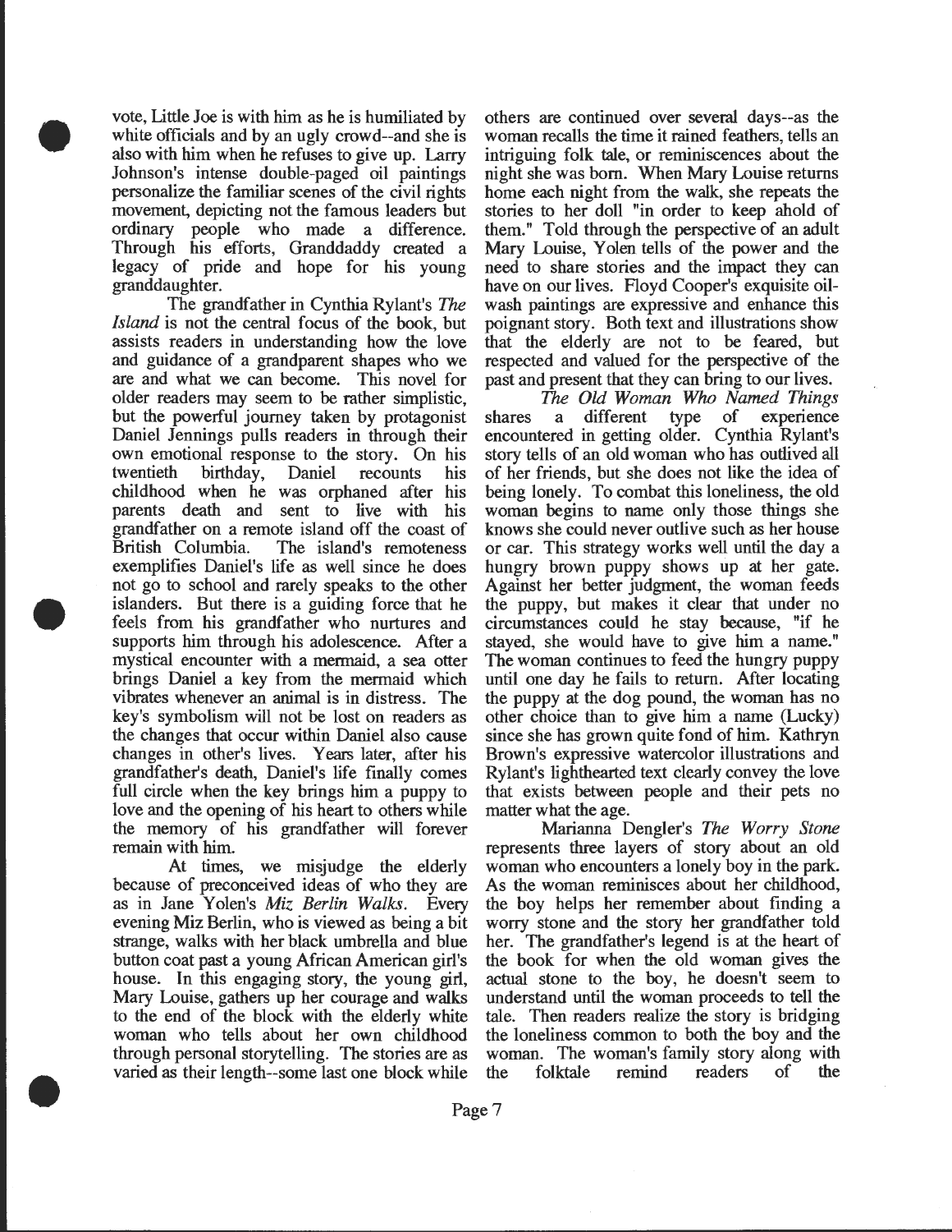vote, Little Joe is with him as he is humiliated by white officials and by an ugly crowd--and she is also with him when he refuses to give up. Larry Johnson's intense double-paged oil paintings personalize the familiar scenes of the civil rights movement, depicting not the famous leaders but ordinary people who made a difference. Through his efforts, Granddaddy created a legacy of pride and hope for his young granddaughter.

The grandfather in Cynthia Rylant's *The Island* is not the central focus of the book, but assists readers in understanding how the love and guidance of a grandparent shapes who we are and what we can become. This novel for older readers may seem to be rather simplistic, but the powerful journey taken by protagonist Daniel Jennings pulls readers in through their own emotional response to the story. On his twentieth birthday, Daniel recounts his childhood when he was orphaned after his parents death and sent to live with his grandfather on a remote island off the coast of British Columbia. The island's remoteness exemplifies Daniel's life as well since he does not go to school and rarely speaks to the other islanders. But there is a guiding force that he feels from his grandfather who nurtures and supports him through his adolescence. After a mystical encounter with a mermaid, a sea otter brings Daniel a key from the mermaid which vibrates whenever an animal is in distress. The key's symbolism will not be lost on readers as the changes that occur within Daniel also cause changes in other's lives. Years later, after his grandfather's death, Daniel's life finally comes full circle when the key brings him a puppy to love and the opening of his heart to others while the memory of his grandfather will forever remain with him.

At times, we misjudge the elderly because of preconceived ideas of who they are as in Jane Yolen's *Miz Berlin Walks*. Every evening Miz Berlin, who is viewed as being a bit strange, walks with her black umbrella and blue button coat past a young African American girl's house. In this engaging story, the young girl, Mary Louise, gathers up her courage and walks to the end of the block with the elderly white woman who tells about her own childhood through personal storytelling. The stories are as varied as their length--some last one block while others are continued over several days--as the woman recalls the time it rained feathers, tells an intriguing folk tale, or reminiscences about the night she was born. When Mary Louise returns home each night from the walk, she repeats the stories to her doll "in order to keep ahold of them." Told through the perspective of an adult Mary Louise, Yolen tells of the power and the need to share stories and the impact they can have on our lives. Floyd Cooper's exquisite oil-wash paintings are expressive and enhance this poignant story. Both text and illustrations show that the elderly are not to be feared, but respected and valued for the perspective of the past and present that they can bring to our lives.

*The Old Woman Who Named Things* shares a different type of experience encountered in getting older. Cynthia Rylant's story tells of an old woman who has outlived all of her friends, but she does not like the idea of being lonely. To combat this loneliness, the old woman begins to name only those things she knows she could never outlive such as her house or car. This strategy works well until the day a hungry brown puppy shows up at her gate. Against her better judgment, the woman feeds the puppy, but makes it clear that under no circumstances could he stay because, "if he stayed, she would have to give him a name." The woman continues to feed the hungry puppy until one day he fails to return. After locating the puppy at the dog pound, the woman has no other choice than to give him a name (Lucky) since she has grown quite fond of him. Kathryn Brown's expressive watercolor illustrations and Rylant's lighthearted text clearly convey the love that exists between people and their pets no matter what the age.

Marianna Dengler's *The Worry Stone* represents three layers of story about an old woman who encounters a lonely boy in the park. As the woman reminisces about her childhood, the boy helps her remember about finding a worry stone and the story her grandfather told her. The grandfather's legend is at the heart of the book for when the old woman gives the actual stone to the boy, he doesn't seem to understand until the woman proceeds to tell the tale. Then readers realize the story is bridging the loneliness common to both the boy and the woman. The woman's family story along with the folktale remind readers of the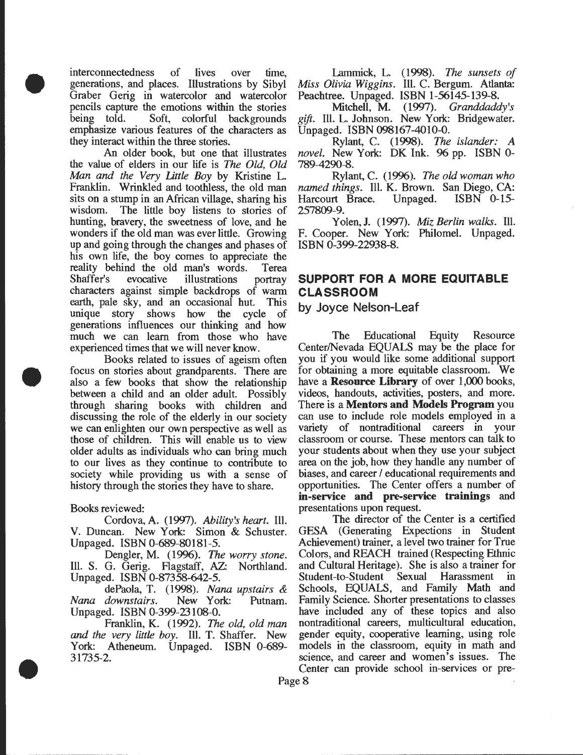interconnectedness of lives over time, generations, and places. Illustrations by Sibyl Graber Gerig in watercolor and watercolor pencils capture the emotions within the stories being told. Soft, colorful backgrounds emphasize various features of the characters as they interact within the three stories.

An older book, but one that illustrates the value of elders in our life is *The Old, Old Man and the Very Little Boy* by Kristine L. Franklin. Wrinkled and toothless, the old man sits on a stump in an African village, sharing his wisdom. The little boy listens to stories of hunting, bravery, the sweetness of love, and he wonders if the old man was ever little. Growing up and going through the changes and phases of his own life, the boy comes to appreciate the reality behind the old man's words. Terea Shaffer's evocative illustrations portray characters against simple backdrops of warm earth, pale sky, and an occasional hut. This unique story shows how the cycle of generations influences our thinking and how much we can learn from those who have experienced times that we will never know.

Books related to issues of ageism often focus on stories about grandparents. There are also a few books that show the relationship between a child and an older adult. Possibly through sharing books with children and discussing the role of the elderly in our society we can enlighten our own perspective as well as those of children. This will enable us to view older adults as individuals who can bring much to our lives as they continue to contribute to society while providing us with a sense of history through the stories they have to share.

Books reviewed:

Cordova, A. (1997). *Ability's heart.* Ill. V. Duncan. New York: Simon & Schuster. Unpaged. ISBN 0-689-80181-5.

Dengler, M. (1996). *The worry stone.* Ill. S. G. Gerig. Flagstaff, AZ: Northland. Unpaged. ISBN 0-87358-642-5.

dePaola, T. (1998). *Nana upstairs & Nana downstairs.* New York: Putnam. Unpaged. ISBN 0-399-23108-0.

Franklin, K. (1992). *The old, old man and the very little boy.* Ill. T. Shaffer. New York: Atheneum. Unpaged. ISBN 0-689-31735-2.

Lammick, L. (1998). *The sunsets of Miss Olivia Wiggins.* Ill. C. Bergum. Atlanta: Peachtree. Unpaged. ISBN 1-56145-139-8.

Mitchell, M. (1997). *Granddaddy's gift.* Ill. L. Johnson. New York: Bridgewater. Unpaged. ISBN 098167-4010-0.

Rylant, C. (1998). *The islander: A novel.* New York: DK Ink. 96 pp. ISBN 0-789-4290-8.

Rylant, C. (1996). *The old woman who named things.* Ill. K. Brown. San Diego, CA: Harcourt Brace. Unpaged. ISBN 0-15-257809-9.

Yolen, J. (1997). *Miz Berlin walks.* Ill. F. Cooper. New York: Philomel. Unpaged. ISBN 0-399-22938-8.

## SUPPORT FOR A MORE EQUITABLE CLASSROOM

### by Joyce Nelson-Leaf

The Educational Equity Resource Center/Nevada EQUALS may be the place for you if you would like some additional support for obtaining a more equitable classroom. We have a **Resource Library** of over 1,000 books, videos, handouts, activities, posters, and more. There is a **Mentors and Models Program** you can use to include role models employed in a variety of nontraditional careers in your classroom or course. These mentors can talk to your students about when they use your subject area on the job, how they handle any number of biases, and career / educational requirements and opportunities. The Center offers a number of **in-service and pre-service trainings** and presentations upon request.

The director of the Center is a certified GESA (Generating Expections in Student Achievement) trainer, a level two trainer for True Colors, and REACH trained (Respecting Ethnic and Cultural Heritage). She is also a trainer for Student-to-Student Sexual Harassment in Schools, EQUALS, and Family Math and Family Science. Shorter presentations to classes have included any of these topics and also nontraditional careers, multicultural education, gender equity, cooperative learning, using role models in the classroom, equity in math and science, and career and women's issues. The Center can provide school in-services or pre-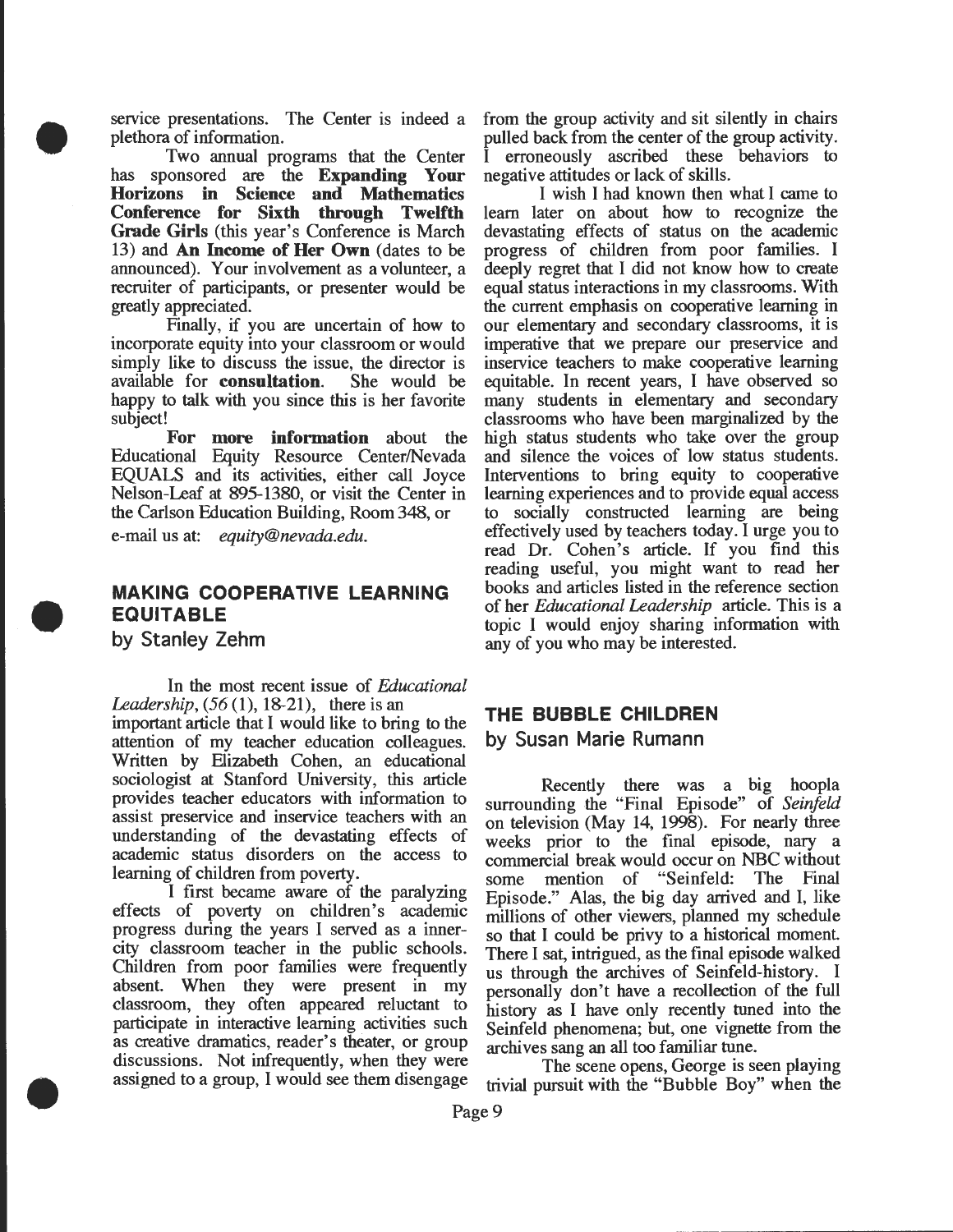service presentations. The Center is indeed a plethora of information.

Two annual programs that the Center has sponsored are the **Expanding Your Horizons in Science and Mathematics Conference for Sixth through Twelfth Grade Girls** (this year's Conference is March 13) and **An Income of Her Own** (dates to be announced). Your involvement as a volunteer, a recruiter of participants, or presenter would be greatly appreciated.

Finally, if you are uncertain of how to incorporate equity into your classroom or would simply like to discuss the issue, the director is available for **consultation**. She would be happy to talk with you since this is her favorite subject!

**For more information** about the Educational Equity Resource Center/Nevada EQUALS and its activities, either call Joyce Nelson-Leaf at 895-1380, or visit the Center in the Carlson Education Building, Room 348, or e-mail us at: *equity@nevada.edu.*

## MAKING COOPERATIVE LEARNING EQUITABLE

### by Stanley Zehm

In the most recent issue of *Educational Leadership*, (*56* (1), 18-21), there is an important article that I would like to bring to the attention of my teacher education colleagues. Written by Elizabeth Cohen, an educational sociologist at Stanford University, this article provides teacher educators with information to assist preservice and inservice teachers with an understanding of the devastating effects of academic status disorders on the access to learning of children from poverty.

I first became aware of the paralyzing effects of poverty on children's academic progress during the years I served as a inner-city classroom teacher in the public schools. Children from poor families were frequently absent. When they were present in my classroom, they often appeared reluctant to participate in interactive learning activities such as creative dramatics, reader's theater, or group discussions. Not infrequently, when they were assigned to a group, I would see them disengage from the group activity and sit silently in chairs pulled back from the center of the group activity. I erroneously ascribed these behaviors to negative attitudes or lack of skills.

I wish I had known then what I came to learn later on about how to recognize the devastating effects of status on the academic progress of children from poor families. I deeply regret that I did not know how to create equal status interactions in my classrooms. With the current emphasis on cooperative learning in our elementary and secondary classrooms, it is imperative that we prepare our preservice and inservice teachers to make cooperative learning equitable. In recent years, I have observed so many students in elementary and secondary classrooms who have been marginalized by the high status students who take over the group and silence the voices of low status students. Interventions to bring equity to cooperative learning experiences and to provide equal access to socially constructed learning are being effectively used by teachers today. I urge you to read Dr. Cohen's article. If you find this reading useful, you might want to read her books and articles listed in the reference section of her *Educational Leadership* article. This is a topic I would enjoy sharing information with any of you who may be interested.

## THE BUBBLE CHILDREN

### by Susan Marie Rumann

Recently there was a big hoopla surrounding the "Final Episode" of *Seinfeld* on television (May 14, 1998). For nearly three weeks prior to the final episode, nary a commercial break would occur on NBC without some mention of "Seinfeld: The Final Episode." Alas, the big day arrived and I, like millions of other viewers, planned my schedule so that I could be privy to a historical moment. There I sat, intrigued, as the final episode walked us through the archives of Seinfeld-history. I personally don't have a recollection of the full history as I have only recently tuned into the Seinfeld phenomena; but, one vignette from the archives sang an all too familiar tune.

The scene opens, George is seen playing trivial pursuit with the "Bubble Boy" when the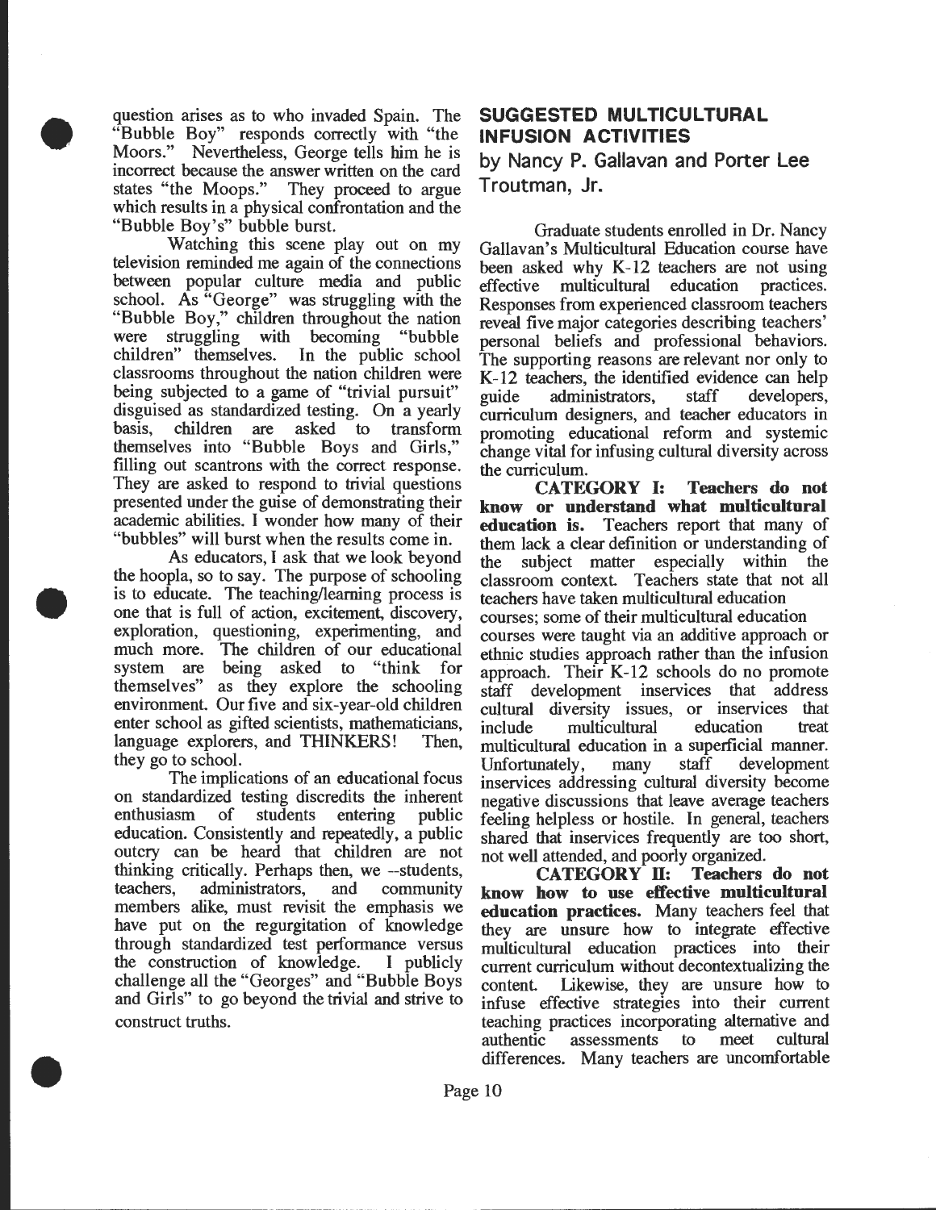question arises as to who invaded Spain. The "Bubble Boy" responds correctly with "the Moors." Nevertheless, George tells him he is incorrect because the answer written on the card states "the Moops." They proceed to argue which results in a physical confrontation and the "Bubble Boy's" bubble burst.

Watching this scene play out on my television reminded me again of the connections between popular culture media and public school. As "George" was struggling with the "Bubble Boy," children throughout the nation were struggling with becoming "bubble children" themselves. In the public school classrooms throughout the nation children were being subjected to a game of "trivial pursuit" disguised as standardized testing. On a yearly basis, children are asked to transform themselves into "Bubble Boys and Girls," filling out scantrons with the correct response. They are asked to respond to trivial questions presented under the guise of demonstrating their academic abilities. I wonder how many of their "bubbles" will burst when the results come in.

As educators, I ask that we look beyond the hoopla, so to say. The purpose of schooling is to educate. The teaching/learning process is one that is full of action, excitement, discovery, exploration, questioning, experimenting, and much more. The children of our educational system are being asked to "think for themselves" as they explore the schooling environment. Our five and six-year-old children enter school as gifted scientists, mathematicians, language explorers, and THINKERS! Then, they go to school.

The implications of an educational focus on standardized testing discredits the inherent enthusiasm of students entering public education. Consistently and repeatedly, a public outcry can be heard that children are not thinking critically. Perhaps then, we --students, teachers, administrators, and community members alike, must revisit the emphasis we have put on the regurgitation of knowledge through standardized test performance versus the construction of knowledge. I publicly challenge all the "Georges" and "Bubble Boys and Girls" to go beyond the trivial and strive to construct truths.

## SUGGESTED MULTICULTURAL INFUSION ACTIVITIES

### by Nancy P. Gallavan and Porter Lee Troutman, Jr.

Graduate students enrolled in Dr. Nancy Gallavan's Multicultural Education course have been asked why K-12 teachers are not using effective multicultural education practices. Responses from experienced classroom teachers reveal five major categories describing teachers' personal beliefs and professional behaviors. The supporting reasons are relevant nor only to K-12 teachers, the identified evidence can help guide administrators, staff developers, curriculum designers, and teacher educators in promoting educational reform and systemic change vital for infusing cultural diversity across the curriculum.

**CATEGORY I: Teachers do not know or understand what multicultural education is.** Teachers report that many of them lack a clear definition or understanding of the subject matter especially within the classroom context. Teachers state that not all teachers have taken multicultural education courses; some of their multicultural education courses were taught via an additive approach or ethnic studies approach rather than the infusion approach. Their K-12 schools do no promote staff development inservices that address cultural diversity issues, or inservices that include multicultural education treat multicultural education in a superficial manner. Unfortunately, many staff development inservices addressing cultural diversity become negative discussions that leave average teachers feeling helpless or hostile. In general, teachers shared that inservices frequently are too short, not well attended, and poorly organized.

**CATEGORY II: Teachers do not know how to use effective multicultural education practices.** Many teachers feel that they are unsure how to integrate effective multicultural education practices into their current curriculum without decontextualizing the content. Likewise, they are unsure how to infuse effective strategies into their current teaching practices incorporating alternative and authentic assessments to meet cultural differences. Many teachers are uncomfortable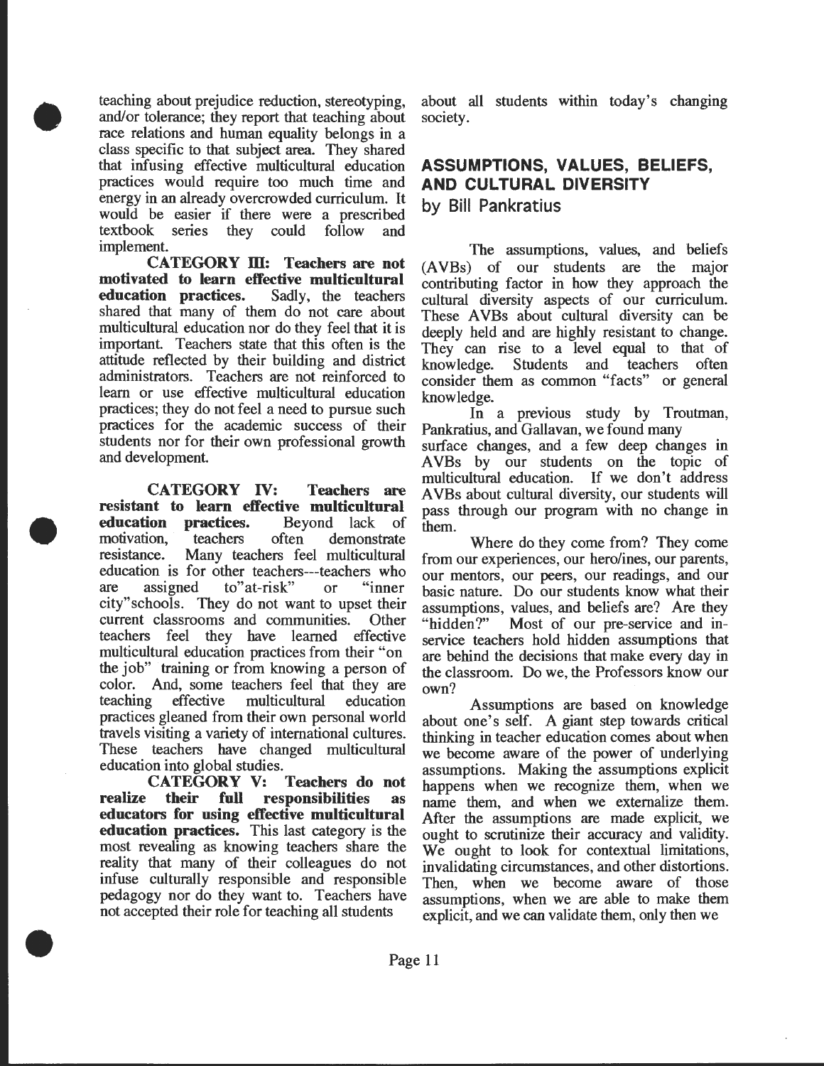teaching about prejudice reduction, stereotyping, and/or tolerance; they report that teaching about race relations and human equality belongs in a class specific to that subject area. They shared that infusing effective multicultural education practices would require too much time and energy in an already overcrowded curriculum. It would be easier if there were a prescribed textbook series they could follow and implement.

**CATEGORY III: Teachers are not motivated to learn effective multicultural education practices.** Sadly, the teachers shared that many of them do not care about multicultural education nor do they feel that it is important. Teachers state that this often is the attitude reflected by their building and district administrators. Teachers are not reinforced to learn or use effective multicultural education practices; they do not feel a need to pursue such practices for the academic success of their students nor for their own professional growth and development.

**CATEGORY IV: Teachers are resistant to learn effective multicultural education practices.** Beyond lack of motivation, teachers often demonstrate resistance. Many teachers feel multicultural education is for other teachers---teachers who are assigned to"at-risk" or "inner city"schools. They do not want to upset their current classrooms and communities. Other teachers feel they have learned effective multicultural education practices from their "on the job" training or from knowing a person of color. And, some teachers feel that they are teaching effective multicultural education practices gleaned from their own personal world travels visiting a variety of international cultures. These teachers have changed multicultural education into global studies.

**CATEGORY V: Teachers do not realize their full responsibilities as educators for using effective multicultural education practices.** This last category is the most revealing as knowing teachers share the reality that many of their colleagues do not infuse culturally responsible and responsible pedagogy nor do they want to. Teachers have not accepted their role for teaching all students about all students within today's changing society.

## ASSUMPTIONS, VALUES, BELIEFS, AND CULTURAL DIVERSITY

### by Bill Pankratius

The assumptions, values, and beliefs (AVBs) of our students are the major contributing factor in how they approach the cultural diversity aspects of our curriculum. These AVBs about cultural diversity can be deeply held and are highly resistant to change. They can rise to a level equal to that of knowledge. Students and teachers often consider them as common "facts" or general knowledge.

In a previous study by Troutman, Pankratius, and Gallavan, we found many surface changes, and a few deep changes in AVBs by our students on the topic of multicultural education. If we don't address AVBs about cultural diversity, our students will pass through our program with no change in them.

Where do they come from? They come from our experiences, our hero/ines, our parents, our mentors, our peers, our readings, and our basic nature. Do our students know what their assumptions, values, and beliefs are? Are they "hidden?" Most of our pre-service and in-service teachers hold hidden assumptions that are behind the decisions that make every day in the classroom. Do we, the Professors know our own?

Assumptions are based on knowledge about one's self. A giant step towards critical thinking in teacher education comes about when we become aware of the power of underlying assumptions. Making the assumptions explicit happens when we recognize them, when we name them, and when we externalize them. After the assumptions are made explicit, we ought to scrutinize their accuracy and validity. We ought to look for contextual limitations, invalidating circumstances, and other distortions. Then, when we become aware of those assumptions, when we are able to make them explicit, and we can validate them, only then we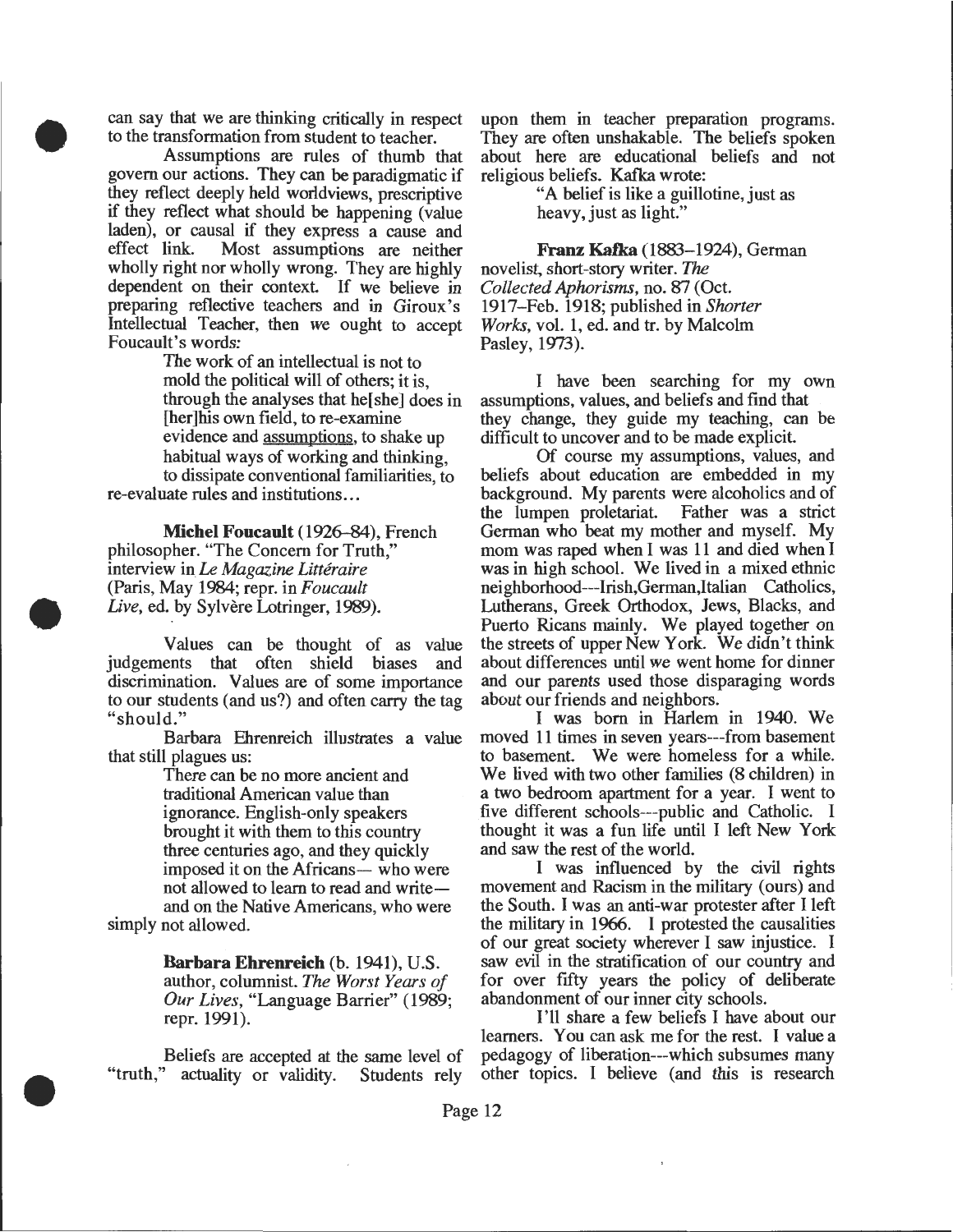can say that we are thinking critically in respect to the transformation from student to teacher.

Assumptions are rules of thumb that govern our actions. They can be paradigmatic if they reflect deeply held worldviews, prescriptive if they reflect what should be happening (value laden), or causal if they express a cause and effect link. Most assumptions are neither wholly right nor wholly wrong. They are highly dependent on their context. If we believe in preparing reflective teachers and in Giroux's Intellectual Teacher, then we ought to accept Foucault's words:

> The work of an intellectual is not to mold the political will of others; it is, through the analyses that he[she] does in [her]his own field, to re-examine evidence and assumptions, to shake up habitual ways of working and thinking, to dissipate conventional familiarities, to re-evaluate rules and institutions...

**Michel Foucault** (1926–84), French philosopher. "The Concern for Truth," interview in *Le Magazine Littéraire* (Paris, May 1984; repr. in *Foucault Live*, ed. by Sylvère Lotringer, 1989).

Values can be thought of as value judgements that often shield biases and discrimination. Values are of some importance to our students (and us?) and often carry the tag "should."

Barbara Ehrenreich illustrates a value that still plagues us:

> There can be no more ancient and traditional American value than ignorance. English-only speakers brought it with them to this country three centuries ago, and they quickly imposed it on the Africans— who were not allowed to learn to read and write— and on the Native Americans, who were simply not allowed.

**Barbara Ehrenreich** (b. 1941), U.S. author, columnist. *The Worst Years of Our Lives*, "Language Barrier" (1989; repr. 1991).

Beliefs are accepted at the same level of "truth," actuality or validity. Students rely upon them in teacher preparation programs. They are often unshakable. The beliefs spoken about here are educational beliefs and not religious beliefs. Kafka wrote:

> "A belief is like a guillotine, just as heavy, just as light."

**Franz Kafka** (1883–1924), German novelist, short-story writer. *The Collected Aphorisms*, no. 87 (Oct. 1917–Feb. 1918; published in *Shorter Works*, vol. 1, ed. and tr. by Malcolm Pasley, 1973).

I have been searching for my own assumptions, values, and beliefs and find that they change, they guide my teaching, can be difficult to uncover and to be made explicit.

Of course my assumptions, values, and beliefs about education are embedded in my background. My parents were alcoholics and of the lumpen proletariat. Father was a strict German who beat my mother and myself. My mom was raped when I was 11 and died when I was in high school. We lived in a mixed ethnic neighborhood---Irish,German,Italian Catholics, Lutherans, Greek Orthodox, Jews, Blacks, and Puerto Ricans mainly. We played together on the streets of upper New York. We didn't think about differences until we went home for dinner and our parents used those disparaging words about our friends and neighbors.

I was born in Harlem in 1940. We moved 11 times in seven years---from basement to basement. We were homeless for a while. We lived with two other families (8 children) in a two bedroom apartment for a year. I went to five different schools---public and Catholic. I thought it was a fun life until I left New York and saw the rest of the world.

I was influenced by the civil rights movement and Racism in the military (ours) and the South. I was an anti-war protester after I left the military in 1966. I protested the causalities of our great society wherever I saw injustice. I saw evil in the stratification of our country and for over fifty years the policy of deliberate abandonment of our inner city schools.

I'll share a few beliefs I have about our learners. You can ask me for the rest. I value a pedagogy of liberation---which subsumes many other topics. I believe (and this is research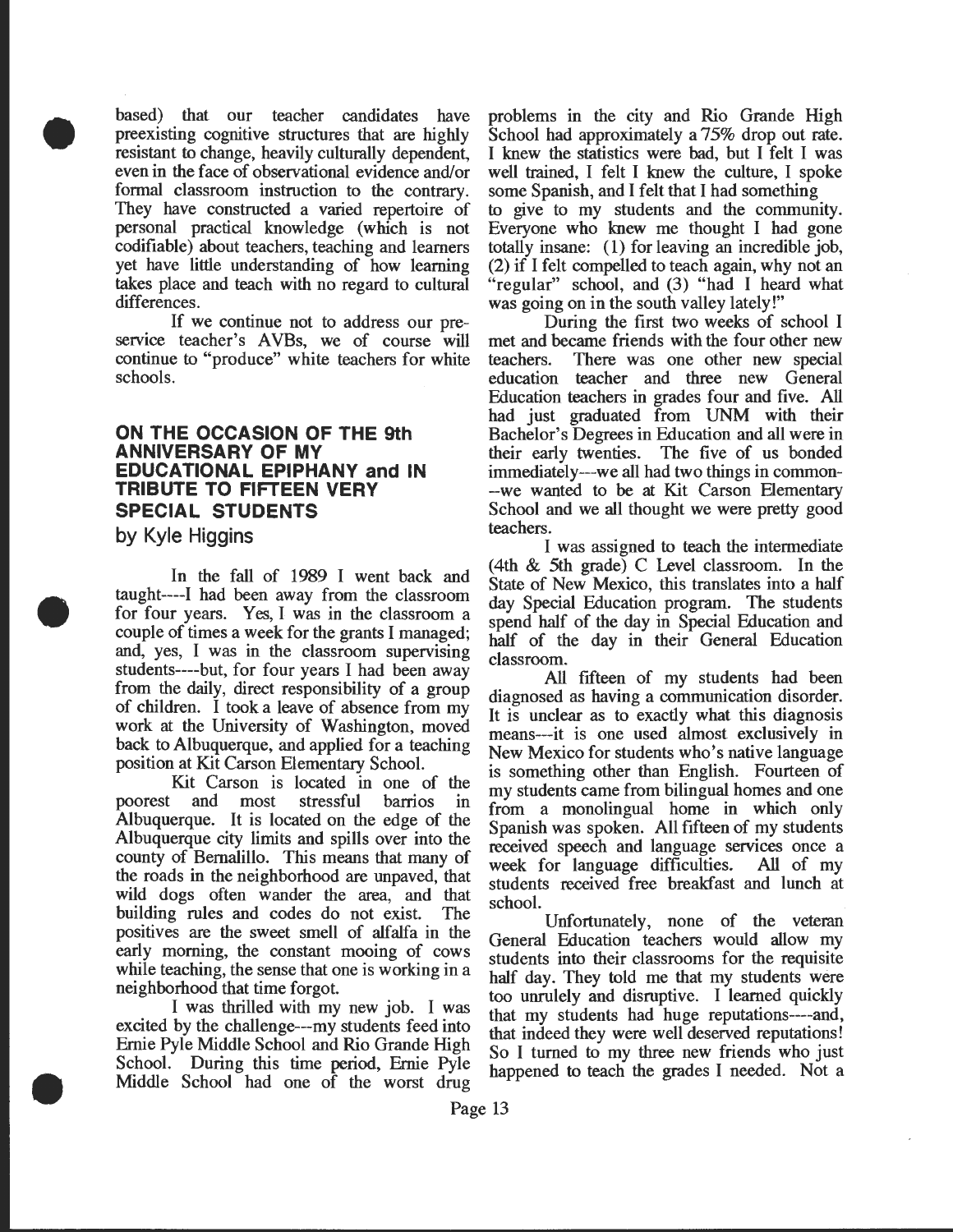based) that our teacher candidates have preexisting cognitive structures that are highly resistant to change, heavily culturally dependent, even in the face of observational evidence and/or formal classroom instruction to the contrary. They have constructed a varied repertoire of personal practical knowledge (which is not codifiable) about teachers, teaching and learners yet have little understanding of how learning takes place and teach with no regard to cultural differences.

If we continue not to address our pre-service teacher's AVBs, we of course will continue to "produce" white teachers for white schools.

## ON THE OCCASION OF THE 9th ANNIVERSARY OF MY EDUCATIONAL EPIPHANY and IN TRIBUTE TO FIFTEEN VERY SPECIAL STUDENTS

by Kyle Higgins

In the fall of 1989 I went back and taught----I had been away from the classroom for four years. Yes, I was in the classroom a couple of times a week for the grants I managed; and, yes, I was in the classroom supervising students----but, for four years I had been away from the daily, direct responsibility of a group of children. I took a leave of absence from my work at the University of Washington, moved back to Albuquerque, and applied for a teaching position at Kit Carson Elementary School.

Kit Carson is located in one of the poorest and most stressful barrios in Albuquerque. It is located on the edge of the Albuquerque city limits and spills over into the county of Bernalillo. This means that many of the roads in the neighborhood are unpaved, that wild dogs often wander the area, and that building rules and codes do not exist. The positives are the sweet smell of alfalfa in the early morning, the constant mooing of cows while teaching, the sense that one is working in a neighborhood that time forgot.

I was thrilled with my new job. I was excited by the challenge---my students feed into Ernie Pyle Middle School and Rio Grande High School. During this time period, Ernie Pyle Middle School had one of the worst drug problems in the city and Rio Grande High School had approximately a 75% drop out rate. I knew the statistics were bad, but I felt I was well trained, I felt I knew the culture, I spoke some Spanish, and I felt that I had something to give to my students and the community. Everyone who knew me thought I had gone totally insane: (1) for leaving an incredible job, (2) if I felt compelled to teach again, why not an "regular" school, and (3) "had I heard what was going on in the south valley lately!"

During the first two weeks of school I met and became friends with the four other new teachers. There was one other new special education teacher and three new General Education teachers in grades four and five. All had just graduated from UNM with their Bachelor's Degrees in Education and all were in their early twenties. The five of us bonded immediately---we all had two things in common---we wanted to be at Kit Carson Elementary School and we all thought we were pretty good teachers.

I was assigned to teach the intermediate (4th & 5th grade) C Level classroom. In the State of New Mexico, this translates into a half day Special Education program. The students spend half of the day in Special Education and half of the day in their General Education classroom.

All fifteen of my students had been diagnosed as having a communication disorder. It is unclear as to exactly what this diagnosis means---it is one used almost exclusively in New Mexico for students who's native language is something other than English. Fourteen of my students came from bilingual homes and one from a monolingual home in which only Spanish was spoken. All fifteen of my students received speech and language services once a week for language difficulties. All of my students received free breakfast and lunch at school.

Unfortunately, none of the veteran General Education teachers would allow my students into their classrooms for the requisite half day. They told me that my students were too unrulely and disruptive. I learned quickly that my students had huge reputations----and, that indeed they were well deserved reputations! So I turned to my three new friends who just happened to teach the grades I needed. Not a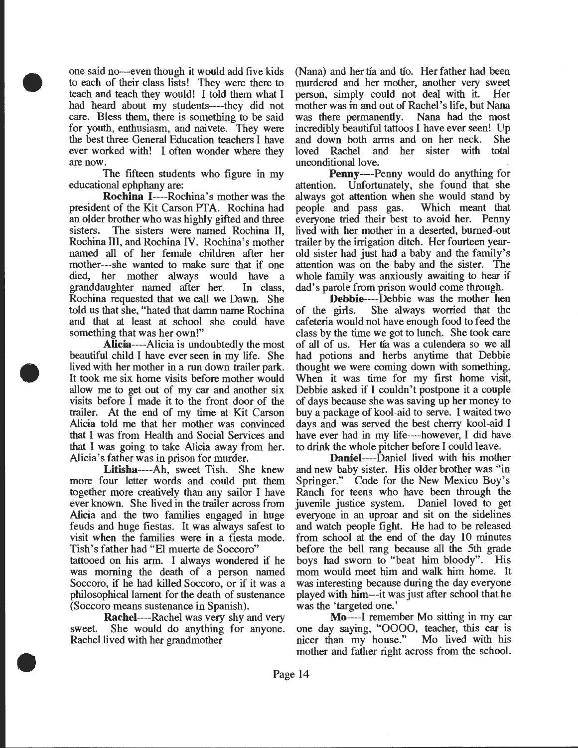one said no---even though it would add five kids to each of their class lists! They were there to teach and teach they would! I told them what I had heard about my students----they did not care. Bless them, there is something to be said for youth, enthusiasm, and naivete. They were the best three General Education teachers I have ever worked with! I often wonder where they are now.

The fifteen students who figure in my educational ephphany are:

**Rochina I**----Rochina's mother was the president of the Kit Carson PTA. Rochina had an older brother who was highly gifted and three sisters. The sisters were named Rochina II, Rochina III, and Rochina IV. Rochina's mother named all of her female children after her mother---she wanted to make sure that if one died, her mother always would have a granddaughter named after her. In class, Rochina requested that we call we Dawn. She told us that she, "hated that damn name Rochina and that at least at school she could have something that was her own!"

**Alicia**----Alicia is undoubtedly the most beautiful child I have ever seen in my life. She lived with her mother in a run down trailer park. It took me six home visits before mother would allow me to get out of my car and another six visits before I made it to the front door of the trailer. At the end of my time at Kit Carson Alicia told me that her mother was convinced that I was from Health and Social Services and that I was going to take Alicia away from her. Alicia's father was in prison for murder.

**Litisha**----Ah, sweet Tish. She knew more four letter words and could put them together more creatively than any sailor I have ever known. She lived in the trailer across from Alicia and the two families engaged in huge feuds and huge fiestas. It was always safest to visit when the families were in a fiesta mode. Tish's father had "El muerte de Soccoro" tattooed on his arm. I always wondered if he was morning the death of a person named Soccoro, if he had killed Soccoro, or if it was a philosophical lament for the death of sustenance (Soccoro means sustenance in Spanish).

**Rachel**----Rachel was very shy and very sweet. She would do anything for anyone. Rachel lived with her grandmother (Nana) and her tía and tío. Her father had been murdered and her mother, another very sweet person, simply could not deal with it. Her mother was in and out of Rachel's life, but Nana was there permanently. Nana had the most incredibly beautiful tattoos I have ever seen! Up and down both arms and on her neck. She loved Rachel and her sister with total unconditional love.

**Penny**----Penny would do anything for attention. Unfortunately, she found that she always got attention when she would stand by people and pass gas. Which meant that everyone tried their best to avoid her. Penny lived with her mother in a deserted, burned-out trailer by the irrigation ditch. Her fourteen year-old sister had just had a baby and the family's attention was on the baby and the sister. The whole family was anxiously awaiting to hear if dad's parole from prison would come through.

**Debbie**----Debbie was the mother hen of the girls. She always worried that the cafeteria would not have enough food to feed the class by the time we got to lunch. She took care of all of us. Her tía was a culendera so we all had potions and herbs anytime that Debbie thought we were coming down with something. When it was time for my first home visit, Debbie asked if I couldn't postpone it a couple of days because she was saving up her money to buy a package of kool-aid to serve. I waited two days and was served the best cherry kool-aid I have ever had in my life----however, I did have to drink the whole pitcher before I could leave.

**Daniel**----Daniel lived with his mother and new baby sister. His older brother was "in Springer." Code for the New Mexico Boy's Ranch for teens who have been through the juvenile justice system. Daniel loved to get everyone in an uproar and sit on the sidelines and watch people fight. He had to be released from school at the end of the day 10 minutes before the bell rang because all the 5th grade boys had sworn to "beat him bloody". His mom would meet him and walk him home. It was interesting because during the day everyone played with him---it was just after school that he was the 'targeted one.'

**Mo**----I remember Mo sitting in my car one day saying, "OOOO, teacher, this car is nicer than my house." Mo lived with his mother and father right across from the school.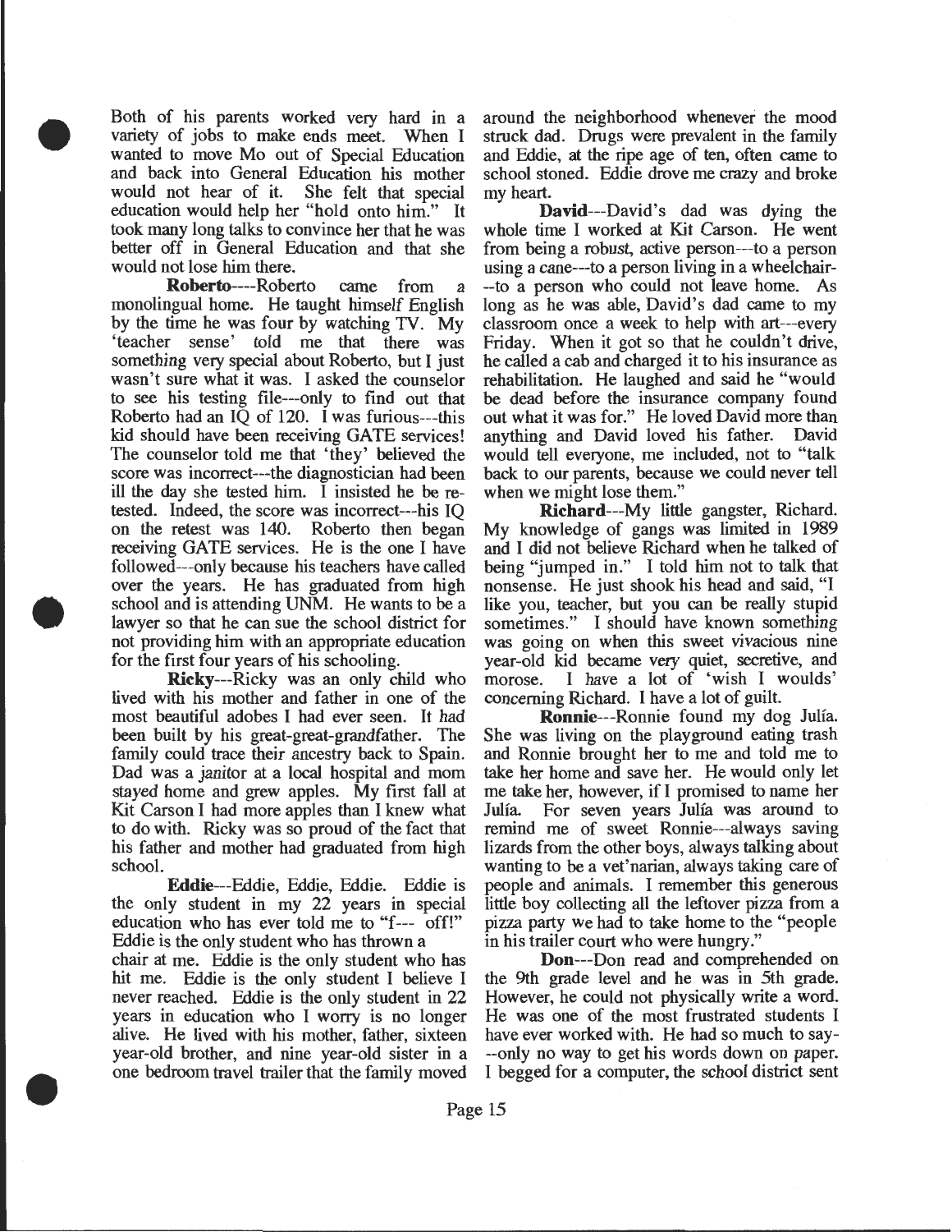Both of his parents worked very hard in a variety of jobs to make ends meet. When I wanted to move Mo out of Special Education and back into General Education his mother would not hear of it. She felt that special education would help her "hold onto him." It took many long talks to convince her that he was better off in General Education and that she would not lose him there.

**Roberto**----Roberto came from a monolingual home. He taught himself English by the time he was four by watching TV. My 'teacher sense' told me that there was something very special about Roberto, but I just wasn't sure what it was. I asked the counselor to see his testing file---only to find out that Roberto had an IQ of 120. I was furious---this kid should have been receiving GATE services! The counselor told me that 'they' believed the score was incorrect---the diagnostician had been ill the day she tested him. I insisted he be re-tested. Indeed, the score was incorrect---his IQ on the retest was 140. Roberto then began receiving GATE services. He is the one I have followed---only because his teachers have called over the years. He has graduated from high school and is attending UNM. He wants to be a lawyer so that he can sue the school district for not providing him with an appropriate education for the first four years of his schooling.

**Ricky**---Ricky was an only child who lived with his mother and father in one of the most beautiful adobes I had ever seen. It had been built by his great-great-grandfather. The family could trace their ancestry back to Spain. Dad was a janitor at a local hospital and mom stayed home and grew apples. My first fall at Kit Carson I had more apples than I knew what to do with. Ricky was so proud of the fact that his father and mother had graduated from high school.

**Eddie**---Eddie, Eddie, Eddie. Eddie is the only student in my 22 years in special education who has ever told me to "f--- off!" Eddie is the only student who has thrown a chair at me. Eddie is the only student who has hit me. Eddie is the only student I believe I never reached. Eddie is the only student in 22 years in education who I worry is no longer alive. He lived with his mother, father, sixteen year-old brother, and nine year-old sister in a one bedroom travel trailer that the family moved around the neighborhood whenever the mood struck dad. Drugs were prevalent in the family and Eddie, at the ripe age of ten, often came to school stoned. Eddie drove me crazy and broke my heart.

**David**---David's dad was dying the whole time I worked at Kit Carson. He went from being a robust, active person---to a person using a cane---to a person living in a wheelchair---to a person who could not leave home. As long as he was able, David's dad came to my classroom once a week to help with art---every Friday. When it got so that he couldn't drive, he called a cab and charged it to his insurance as rehabilitation. He laughed and said he "would be dead before the insurance company found out what it was for." He loved David more than anything and David loved his father. David would tell everyone, me included, not to "talk back to our parents, because we could never tell when we might lose them."

**Richard**---My little gangster, Richard. My knowledge of gangs was limited in 1989 and I did not believe Richard when he talked of being "jumped in." I told him not to talk that nonsense. He just shook his head and said, "I like you, teacher, but you can be really stupid sometimes." I should have known something was going on when this sweet vivacious nine year-old kid became very quiet, secretive, and morose. I have a lot of 'wish I woulds' concerning Richard. I have a lot of guilt.

**Ronnie**---Ronnie found my dog Julía. She was living on the playground eating trash and Ronnie brought her to me and told me to take her home and save her. He would only let me take her, however, if I promised to name her Julía. For seven years Julía was around to remind me of sweet Ronnie---always saving lizards from the other boys, always talking about wanting to be a vet'narian, always taking care of people and animals. I remember this generous little boy collecting all the leftover pizza from a pizza party we had to take home to the "people in his trailer court who were hungry."

**Don**---Don read and comprehended on the 9th grade level and he was in 5th grade. However, he could not physically write a word. He was one of the most frustrated students I have ever worked with. He had so much to say---only no way to get his words down on paper. I begged for a computer, the school district sent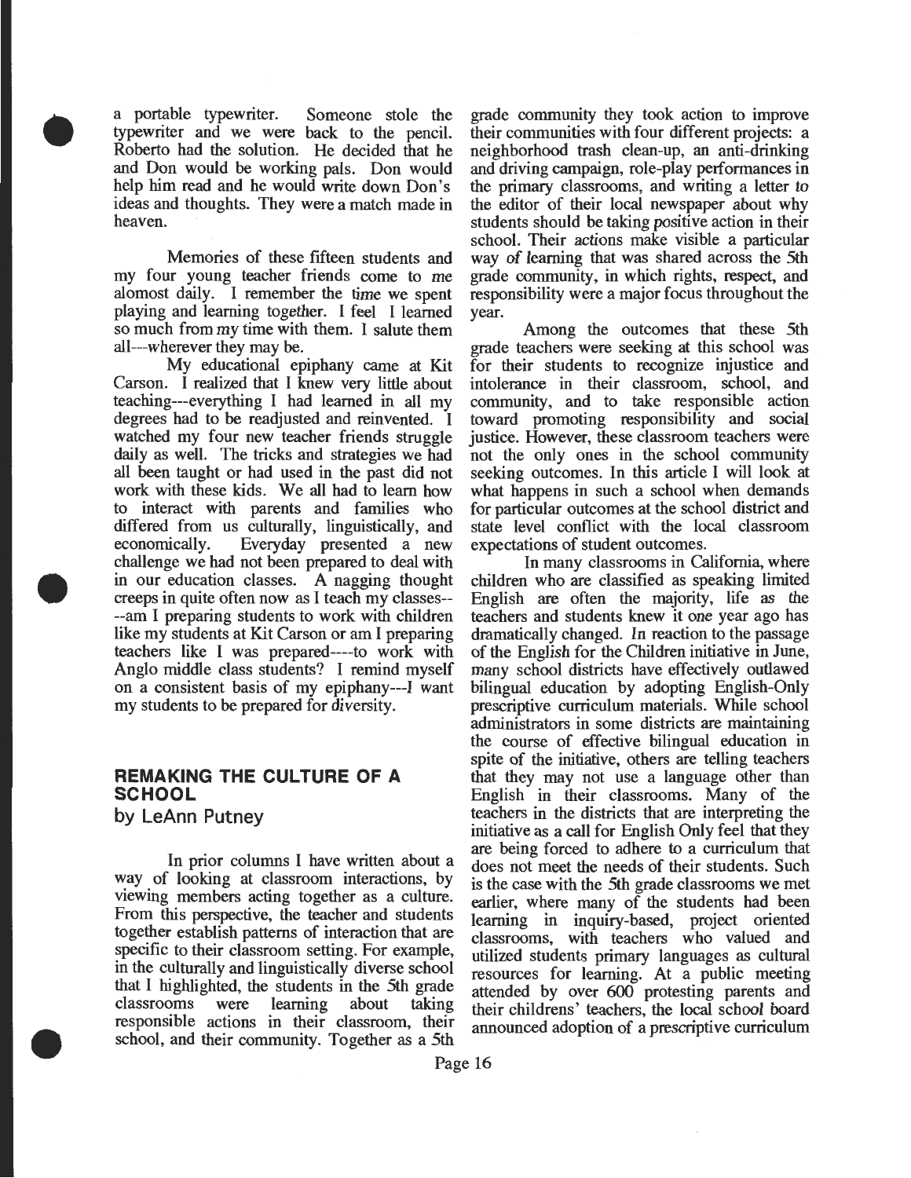a portable typewriter. Someone stole the typewriter and we were back to the pencil. Roberto had the solution. He decided that he and Don would be working pals. Don would help him read and he would write down Don's ideas and thoughts. They were a match made in heaven.

Memories of these fifteen students and my four young teacher friends come to me alomost daily. I remember the time we spent playing and learning together. I feel I learned so much from my time with them. I salute them all---wherever they may be.

My educational epiphany came at Kit Carson. I realized that I knew very little about teaching---everything I had learned in all my degrees had to be readjusted and reinvented. I watched my four new teacher friends struggle daily as well. The tricks and strategies we had all been taught or had used in the past did not work with these kids. We all had to learn how to interact with parents and families who differed from us culturally, linguistically, and economically. Everyday presented a new challenge we had not been prepared to deal with in our education classes. A nagging thought creeps in quite often now as I teach my classes----am I preparing students to work with children like my students at Kit Carson or am I preparing teachers like I was prepared----to work with Anglo middle class students? I remind myself on a consistent basis of my epiphany---I want my students to be prepared for diversity.

## REMAKING THE CULTURE OF A SCHOOL

by LeAnn Putney

In prior columns I have written about a way of looking at classroom interactions, by viewing members acting together as a culture. From this perspective, the teacher and students together establish patterns of interaction that are specific to their classroom setting. For example, in the culturally and linguistically diverse school that I highlighted, the students in the 5th grade classrooms were learning about taking responsible actions in their classroom, their school, and their community. Together as a 5th grade community they took action to improve their communities with four different projects: a neighborhood trash clean-up, an anti-drinking and driving campaign, role-play performances in the primary classrooms, and writing a letter to the editor of their local newspaper about why students should be taking positive action in their school. Their actions make visible a particular way of learning that was shared across the 5th grade community, in which rights, respect, and responsibility were a major focus throughout the year.

Among the outcomes that these 5th grade teachers were seeking at this school was for their students to recognize injustice and intolerance in their classroom, school, and community, and to take responsible action toward promoting responsibility and social justice. However, these classroom teachers were not the only ones in the school community seeking outcomes. In this article I will look at what happens in such a school when demands for particular outcomes at the school district and state level conflict with the local classroom expectations of student outcomes.

In many classrooms in California, where children who are classified as speaking limited English are often the majority, life as the teachers and students knew it one year ago has dramatically changed. In reaction to the passage of the English for the Children initiative in June, many school districts have effectively outlawed bilingual education by adopting English-Only prescriptive curriculum materials. While school administrators in some districts are maintaining the course of effective bilingual education in spite of the initiative, others are telling teachers that they may not use a language other than English in their classrooms. Many of the teachers in the districts that are interpreting the initiative as a call for English Only feel that they are being forced to adhere to a curriculum that does not meet the needs of their students. Such is the case with the 5th grade classrooms we met earlier, where many of the students had been learning in inquiry-based, project oriented classrooms, with teachers who valued and utilized students primary languages as cultural resources for learning. At a public meeting attended by over 600 protesting parents and their childrens' teachers, the local school board announced adoption of a prescriptive curriculum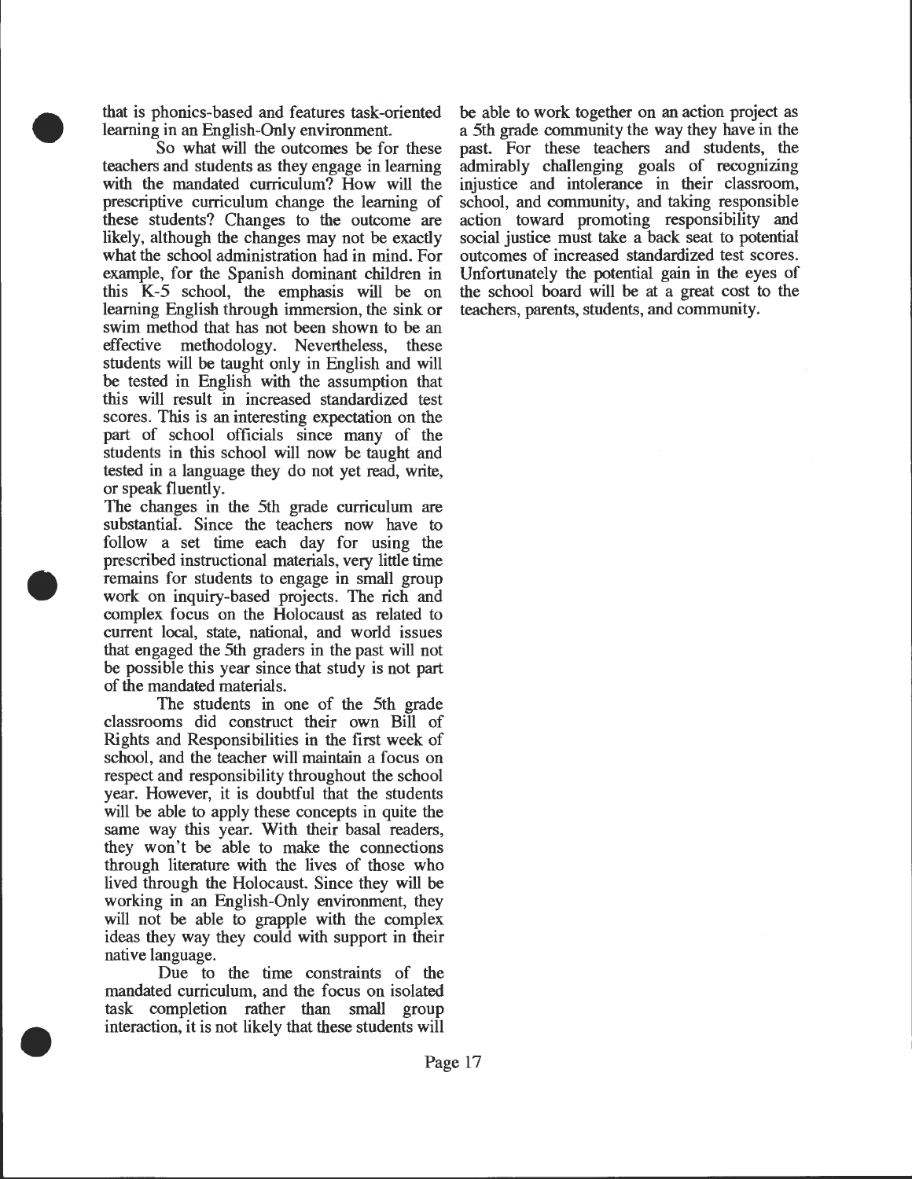that is phonics-based and features task-oriented learning in an English-Only environment.

So what will the outcomes be for these teachers and students as they engage in learning with the mandated curriculum? How will the prescriptive curriculum change the learning of these students? Changes to the outcome are likely, although the changes may not be exactly what the school administration had in mind. For example, for the Spanish dominant children in this K-5 school, the emphasis will be on learning English through immersion, the sink or swim method that has not been shown to be an effective methodology. Nevertheless, these students will be taught only in English and will be tested in English with the assumption that this will result in increased standardized test scores. This is an interesting expectation on the part of school officials since many of the students in this school will now be taught and tested in a language they do not yet read, write, or speak fluently.

The changes in the 5th grade curriculum are substantial. Since the teachers now have to follow a set time each day for using the prescribed instructional materials, very little time remains for students to engage in small group work on inquiry-based projects. The rich and complex focus on the Holocaust as related to current local, state, national, and world issues that engaged the 5th graders in the past will not be possible this year since that study is not part of the mandated materials.

The students in one of the 5th grade classrooms did construct their own Bill of Rights and Responsibilities in the first week of school, and the teacher will maintain a focus on respect and responsibility throughout the school year. However, it is doubtful that the students will be able to apply these concepts in quite the same way this year. With their basal readers, they won't be able to make the connections through literature with the lives of those who lived through the Holocaust. Since they will be working in an English-Only environment, they will not be able to grapple with the complex ideas they way they could with support in their native language.

Due to the time constraints of the mandated curriculum, and the focus on isolated task completion rather than small group interaction, it is not likely that these students will be able to work together on an action project as a 5th grade community the way they have in the past. For these teachers and students, the admirably challenging goals of recognizing injustice and intolerance in their classroom, school, and community, and taking responsible action toward promoting responsibility and social justice must take a back seat to potential outcomes of increased standardized test scores. Unfortunately the potential gain in the eyes of the school board will be at a great cost to the teachers, parents, students, and community.